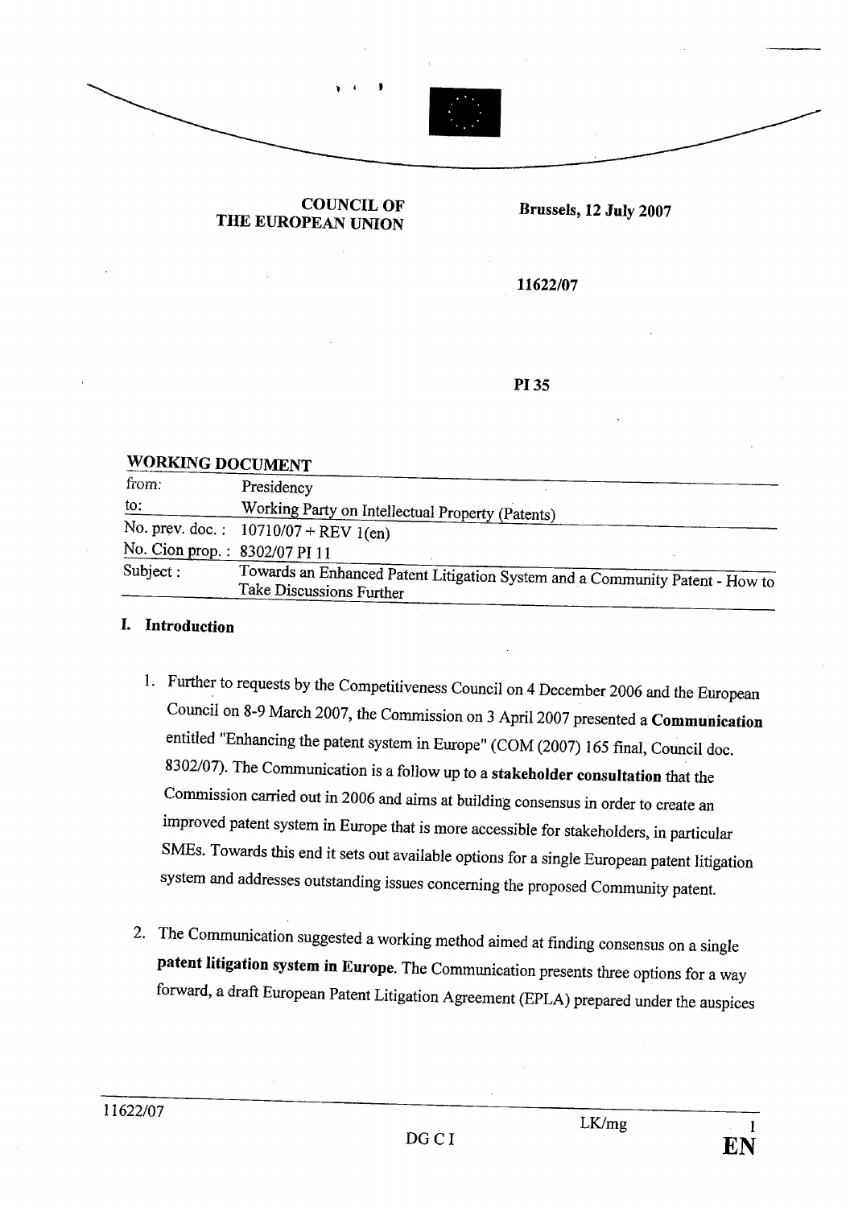**COUNCIL OF THE EUROPEAN UNION**

**Brussels, 12 July 2007**

**11622/07**

**PI 35**

**WORKING DOCUMENT**

| | |
|---|---|
| from: | Presidency |
| to: | Working Party on Intellectual Property (Patents) |
| No. prev. doc. : | 10710/07 + REV 1(en) |
| No. Cion prop. : | 8302/07 PI 11 |
| Subject : | Towards an Enhanced Patent Litigation System and a Community Patent - How to Take Discussions Further |

## I. Introduction

1. Further to requests by the Competitiveness Council on 4 December 2006 and the European Council on 8-9 March 2007, the Commission on 3 April 2007 presented a **Communication** entitled "Enhancing the patent system in Europe" (COM (2007) 165 final, Council doc. 8302/07). The Communication is a follow up to a **stakeholder consultation** that the Commission carried out in 2006 and aims at building consensus in order to create an improved patent system in Europe that is more accessible for stakeholders, in particular SMEs. Towards this end it sets out available options for a single European patent litigation system and addresses outstanding issues concerning the proposed Community patent.

2. The Communication suggested a working method aimed at finding consensus on a single **patent litigation system in Europe**. The Communication presents three options for a way forward, a draft European Patent Litigation Agreement (EPLA) prepared under the auspices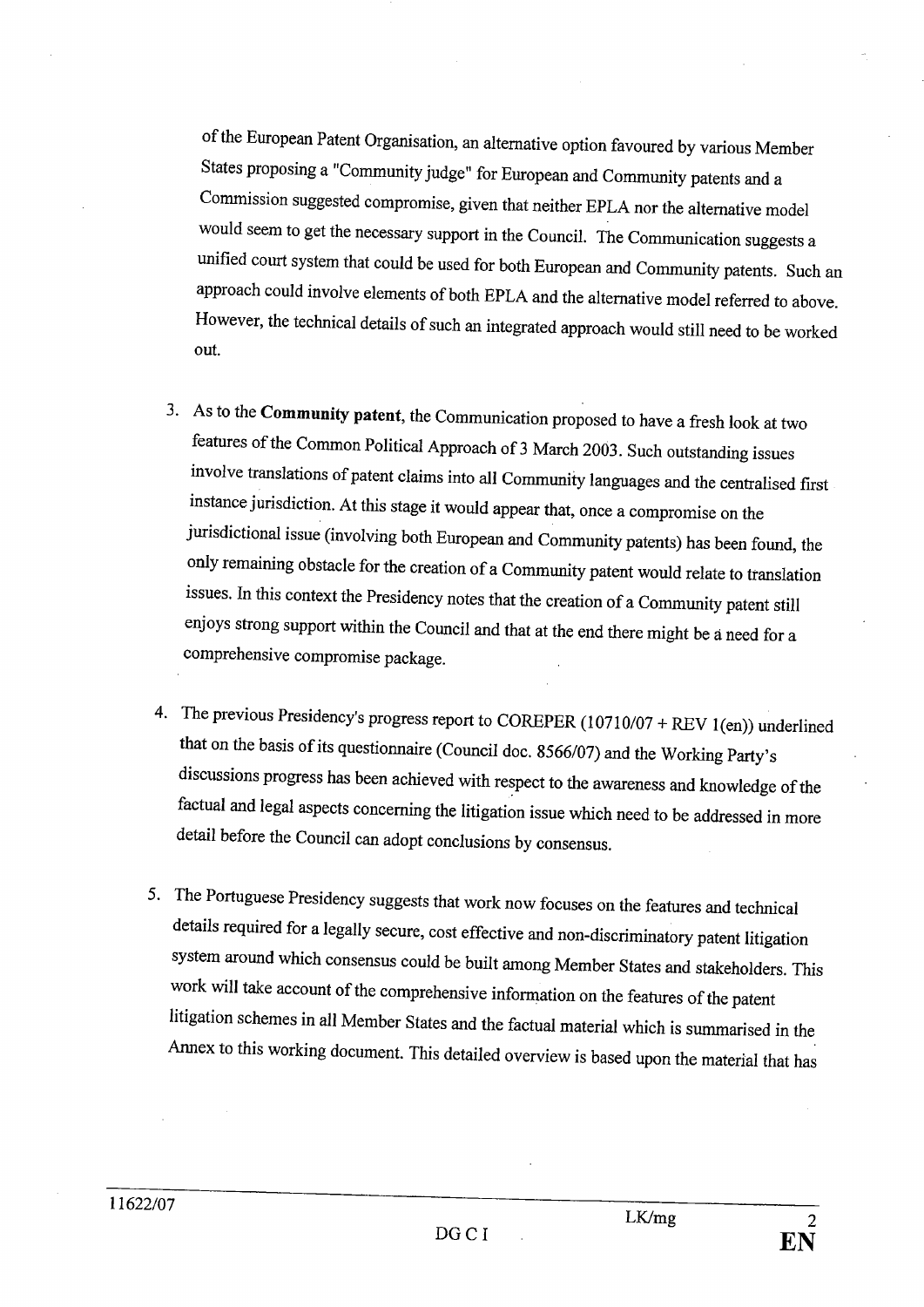of the European Patent Organisation, an alternative option favoured by various Member States proposing a "Community judge" for European and Community patents and a Commission suggested compromise, given that neither EPLA nor the alternative model would seem to get the necessary support in the Council. The Communication suggests a unified court system that could be used for both European and Community patents. Such an approach could involve elements of both EPLA and the alternative model referred to above. However, the technical details of such an integrated approach would still need to be worked out.

3. As to the **Community patent**, the Communication proposed to have a fresh look at two features of the Common Political Approach of 3 March 2003. Such outstanding issues involve translations of patent claims into all Community languages and the centralised first instance jurisdiction. At this stage it would appear that, once a compromise on the jurisdictional issue (involving both European and Community patents) has been found, the only remaining obstacle for the creation of a Community patent would relate to translation issues. In this context the Presidency notes that the creation of a Community patent still enjoys strong support within the Council and that at the end there might be a need for a comprehensive compromise package.

4. The previous Presidency's progress report to COREPER (10710/07 + REV 1(en)) underlined that on the basis of its questionnaire (Council doc. 8566/07) and the Working Party's discussions progress has been achieved with respect to the awareness and knowledge of the factual and legal aspects concerning the litigation issue which need to be addressed in more detail before the Council can adopt conclusions by consensus.

5. The Portuguese Presidency suggests that work now focuses on the features and technical details required for a legally secure, cost effective and non-discriminatory patent litigation system around which consensus could be built among Member States and stakeholders. This work will take account of the comprehensive information on the features of the patent litigation schemes in all Member States and the factual material which is summarised in the Annex to this working document. This detailed overview is based upon the material that has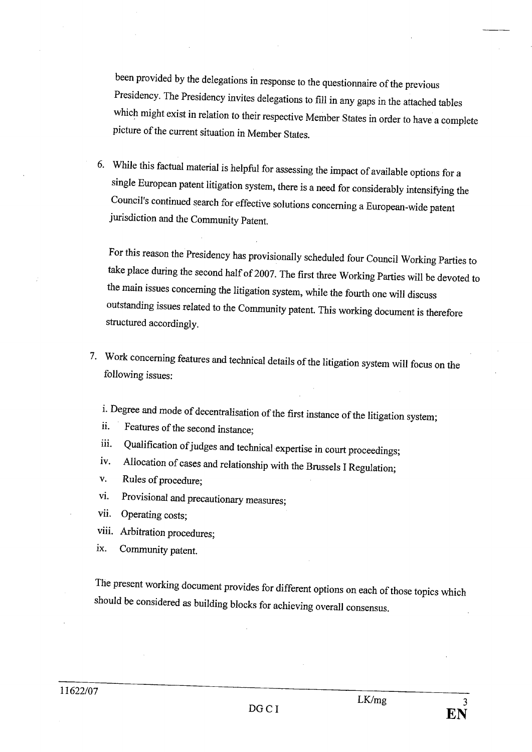been provided by the delegations in response to the questionnaire of the previous Presidency. The Presidency invites delegations to fill in any gaps in the attached tables which might exist in relation to their respective Member States in order to have a complete picture of the current situation in Member States.

6. While this factual material is helpful for assessing the impact of available options for a single European patent litigation system, there is a need for considerably intensifying the Council's continued search for effective solutions concerning a European-wide patent jurisdiction and the Community Patent.

   For this reason the Presidency has provisionally scheduled four Council Working Parties to take place during the second half of 2007. The first three Working Parties will be devoted to the main issues concerning the litigation system, while the fourth one will discuss outstanding issues related to the Community patent. This working document is therefore structured accordingly.

7. Work concerning features and technical details of the litigation system will focus on the following issues:

   i. Degree and mode of decentralisation of the first instance of the litigation system;
   ii. Features of the second instance;
   iii. Qualification of judges and technical expertise in court proceedings;
   iv. Allocation of cases and relationship with the Brussels I Regulation;
   v. Rules of procedure;
   vi. Provisional and precautionary measures;
   vii. Operating costs;
   viii. Arbitration procedures;
   ix. Community patent.

   The present working document provides for different options on each of those topics which should be considered as building blocks for achieving overall consensus.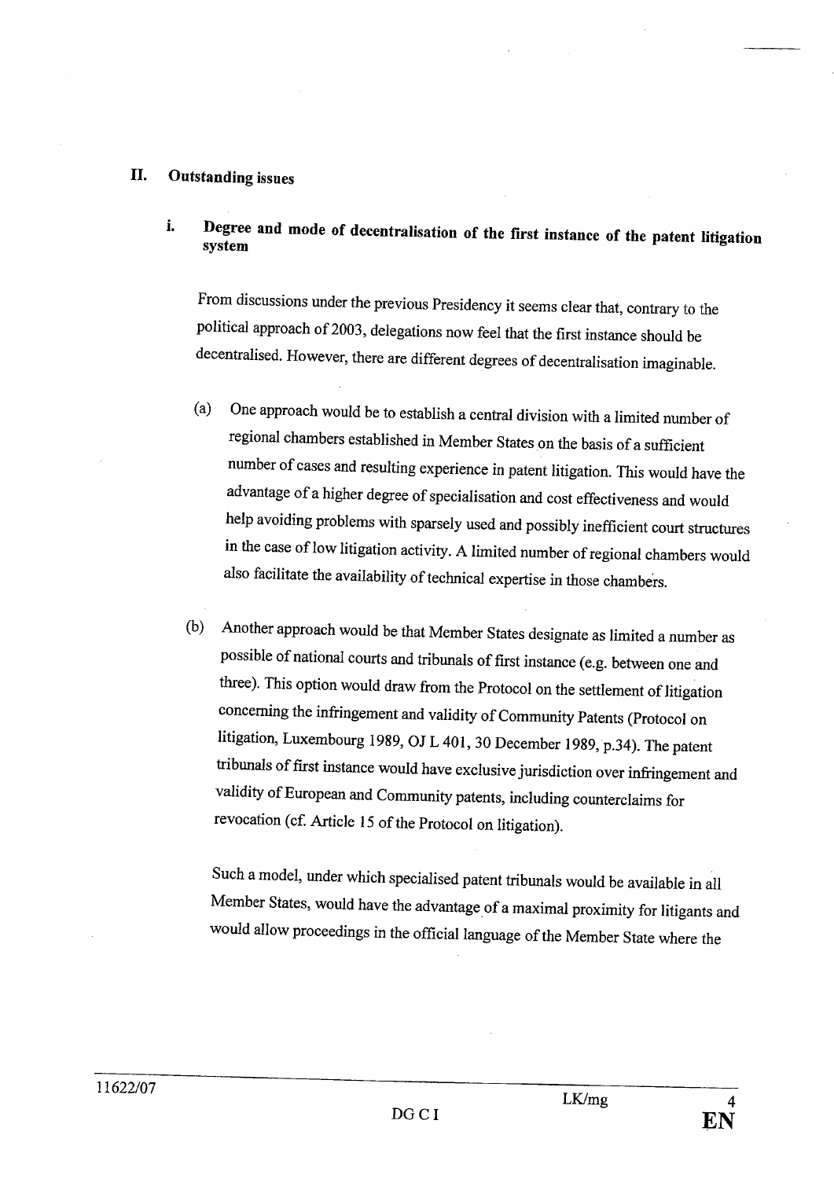## II. Outstanding issues

### i. Degree and mode of decentralisation of the first instance of the patent litigation system

From discussions under the previous Presidency it seems clear that, contrary to the political approach of 2003, delegations now feel that the first instance should be decentralised. However, there are different degrees of decentralisation imaginable.

(a) One approach would be to establish a central division with a limited number of regional chambers established in Member States on the basis of a sufficient number of cases and resulting experience in patent litigation. This would have the advantage of a higher degree of specialisation and cost effectiveness and would help avoiding problems with sparsely used and possibly inefficient court structures in the case of low litigation activity. A limited number of regional chambers would also facilitate the availability of technical expertise in those chambers.

(b) Another approach would be that Member States designate as limited a number as possible of national courts and tribunals of first instance (e.g. between one and three). This option would draw from the Protocol on the settlement of litigation concerning the infringement and validity of Community Patents (Protocol on litigation, Luxembourg 1989, OJ L 401, 30 December 1989, p.34). The patent tribunals of first instance would have exclusive jurisdiction over infringement and validity of European and Community patents, including counterclaims for revocation (cf. Article 15 of the Protocol on litigation).

Such a model, under which specialised patent tribunals would be available in all Member States, would have the advantage of a maximal proximity for litigants and would allow proceedings in the official language of the Member State where the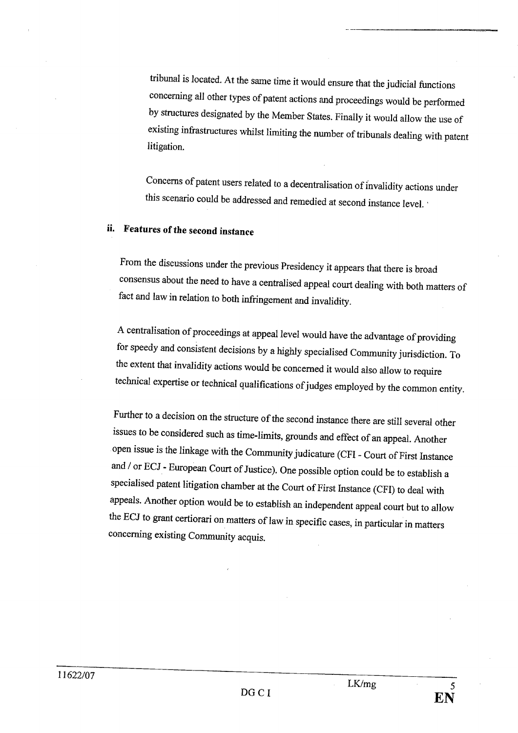tribunal is located. At the same time it would ensure that the judicial functions concerning all other types of patent actions and proceedings would be performed by structures designated by the Member States. Finally it would allow the use of existing infrastructures whilst limiting the number of tribunals dealing with patent litigation.

Concerns of patent users related to a decentralisation of invalidity actions under this scenario could be addressed and remedied at second instance level.

### ii. Features of the second instance

From the discussions under the previous Presidency it appears that there is broad consensus about the need to have a centralised appeal court dealing with both matters of fact and law in relation to both infringement and invalidity.

A centralisation of proceedings at appeal level would have the advantage of providing for speedy and consistent decisions by a highly specialised Community jurisdiction. To the extent that invalidity actions would be concerned it would also allow to require technical expertise or technical qualifications of judges employed by the common entity.

Further to a decision on the structure of the second instance there are still several other issues to be considered such as time-limits, grounds and effect of an appeal. Another open issue is the linkage with the Community judicature (CFI - Court of First Instance and / or ECJ - European Court of Justice). One possible option could be to establish a specialised patent litigation chamber at the Court of First Instance (CFI) to deal with appeals. Another option would be to establish an independent appeal court but to allow the ECJ to grant certiorari on matters of law in specific cases, in particular in matters concerning existing Community acquis.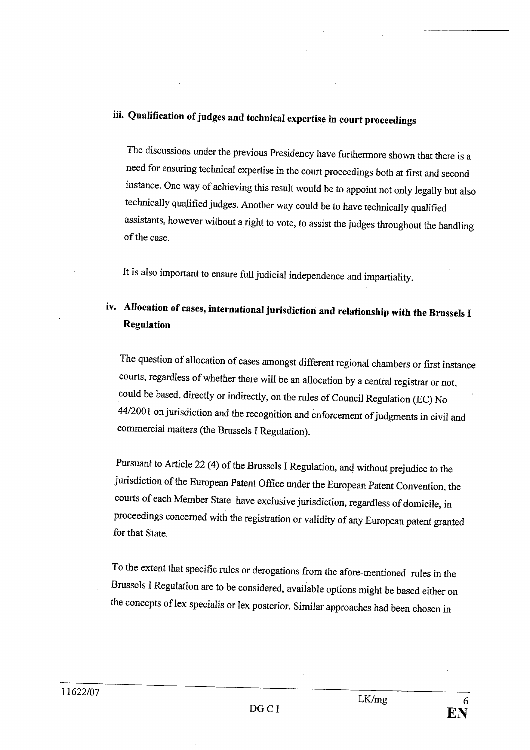### iii. Qualification of judges and technical expertise in court proceedings

The discussions under the previous Presidency have furthermore shown that there is a need for ensuring technical expertise in the court proceedings both at first and second instance. One way of achieving this result would be to appoint not only legally but also technically qualified judges. Another way could be to have technically qualified assistants, however without a right to vote, to assist the judges throughout the handling of the case.

It is also important to ensure full judicial independence and impartiality.

### iv. Allocation of cases, international jurisdiction and relationship with the Brussels I Regulation

The question of allocation of cases amongst different regional chambers or first instance courts, regardless of whether there will be an allocation by a central registrar or not, could be based, directly or indirectly, on the rules of Council Regulation (EC) No 44/2001 on jurisdiction and the recognition and enforcement of judgments in civil and commercial matters (the Brussels I Regulation).

Pursuant to Article 22 (4) of the Brussels I Regulation, and without prejudice to the jurisdiction of the European Patent Office under the European Patent Convention, the courts of each Member State have exclusive jurisdiction, regardless of domicile, in proceedings concerned with the registration or validity of any European patent granted for that State.

To the extent that specific rules or derogations from the afore-mentioned rules in the Brussels I Regulation are to be considered, available options might be based either on the concepts of lex specialis or lex posterior. Similar approaches had been chosen in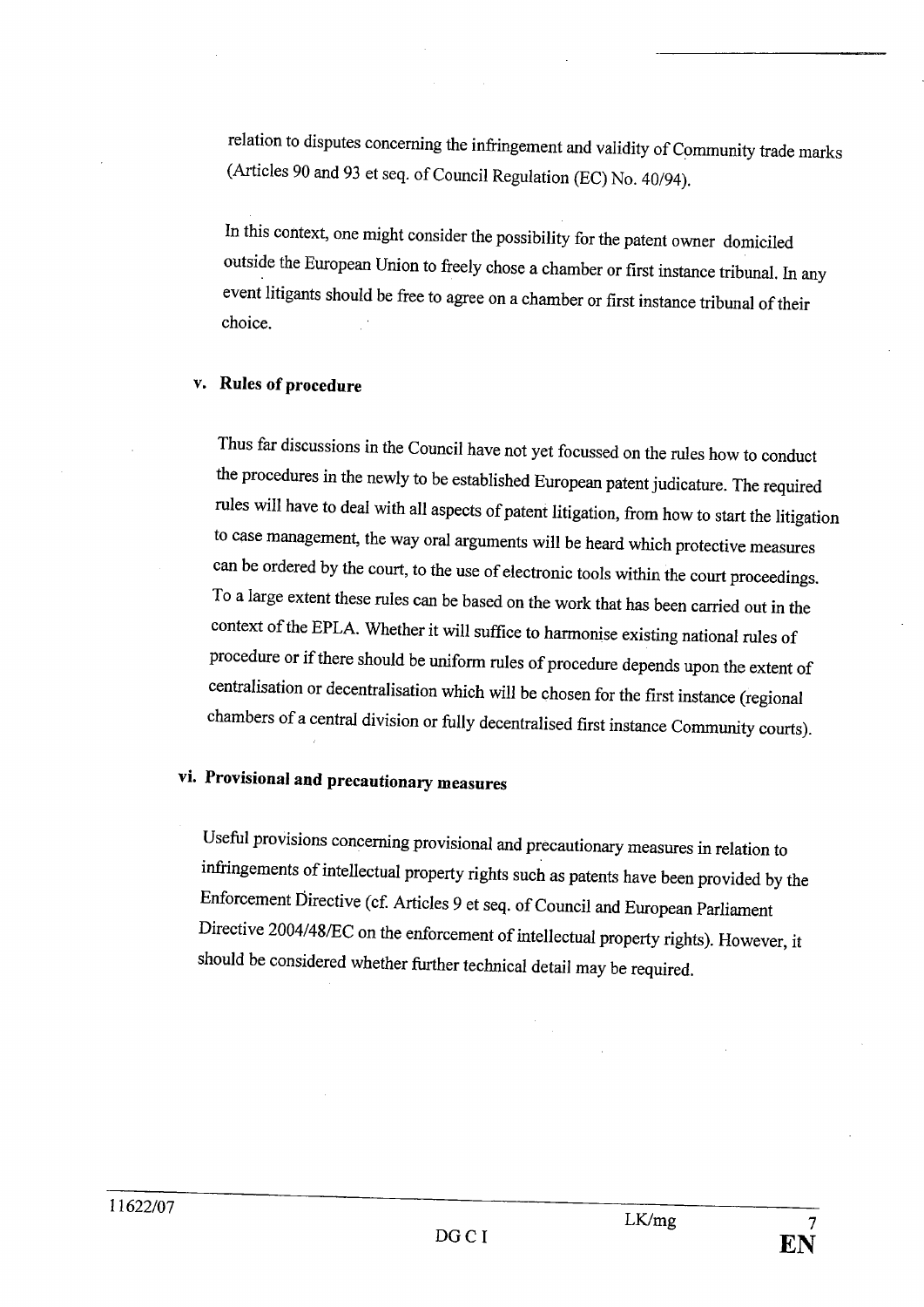relation to disputes concerning the infringement and validity of Community trade marks (Articles 90 and 93 et seq. of Council Regulation (EC) No. 40/94).

In this context, one might consider the possibility for the patent owner domiciled outside the European Union to freely chose a chamber or first instance tribunal. In any event litigants should be free to agree on a chamber or first instance tribunal of their choice.

### v. Rules of procedure

Thus far discussions in the Council have not yet focussed on the rules how to conduct the procedures in the newly to be established European patent judicature. The required rules will have to deal with all aspects of patent litigation, from how to start the litigation to case management, the way oral arguments will be heard which protective measures can be ordered by the court, to the use of electronic tools within the court proceedings. To a large extent these rules can be based on the work that has been carried out in the context of the EPLA. Whether it will suffice to harmonise existing national rules of procedure or if there should be uniform rules of procedure depends upon the extent of centralisation or decentralisation which will be chosen for the first instance (regional chambers of a central division or fully decentralised first instance Community courts).

### vi. Provisional and precautionary measures

Useful provisions concerning provisional and precautionary measures in relation to infringements of intellectual property rights such as patents have been provided by the Enforcement Directive (cf. Articles 9 et seq. of Council and European Parliament Directive 2004/48/EC on the enforcement of intellectual property rights). However, it should be considered whether further technical detail may be required.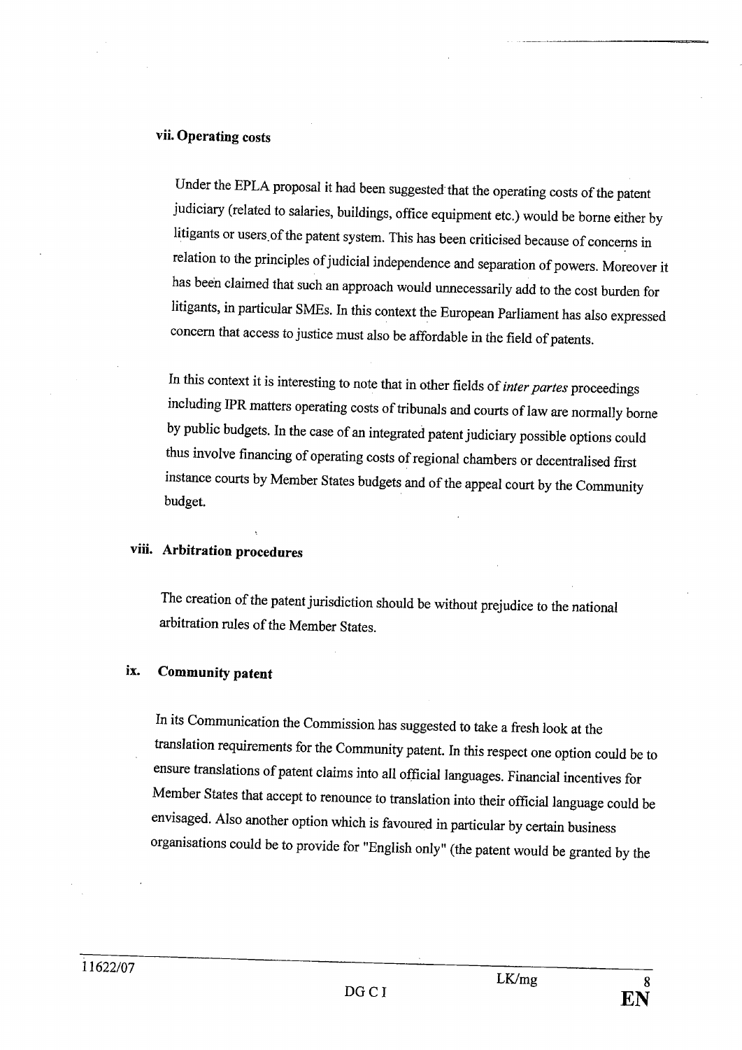### vii. Operating costs

Under the EPLA proposal it had been suggested that the operating costs of the patent judiciary (related to salaries, buildings, office equipment etc.) would be borne either by litigants or users of the patent system. This has been criticised because of concerns in relation to the principles of judicial independence and separation of powers. Moreover it has been claimed that such an approach would unnecessarily add to the cost burden for litigants, in particular SMEs. In this context the European Parliament has also expressed concern that access to justice must also be affordable in the field of patents.

In this context it is interesting to note that in other fields of *inter partes* proceedings including IPR matters operating costs of tribunals and courts of law are normally borne by public budgets. In the case of an integrated patent judiciary possible options could thus involve financing of operating costs of regional chambers or decentralised first instance courts by Member States budgets and of the appeal court by the Community budget.

### viii. Arbitration procedures

The creation of the patent jurisdiction should be without prejudice to the national arbitration rules of the Member States.

### ix. Community patent

In its Communication the Commission has suggested to take a fresh look at the translation requirements for the Community patent. In this respect one option could be to ensure translations of patent claims into all official languages. Financial incentives for Member States that accept to renounce to translation into their official language could be envisaged. Also another option which is favoured in particular by certain business organisations could be to provide for "English only" (the patent would be granted by the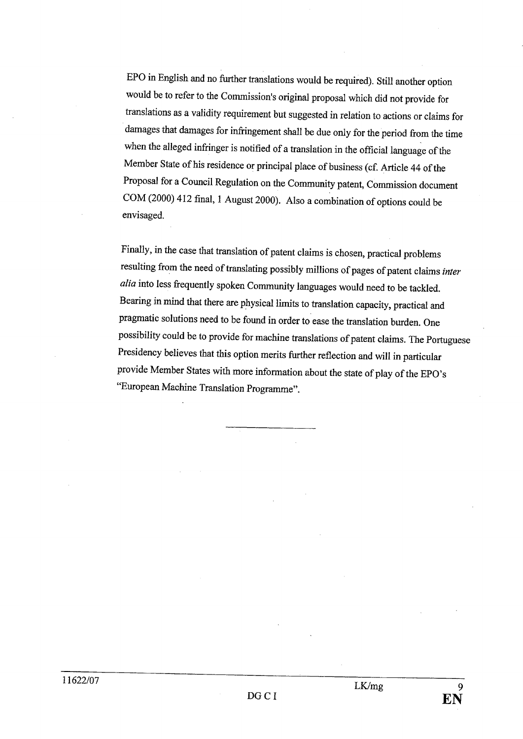EPO in English and no further translations would be required). Still another option would be to refer to the Commission's original proposal which did not provide for translations as a validity requirement but suggested in relation to actions or claims for damages that damages for infringement shall be due only for the period from the time when the alleged infringer is notified of a translation in the official language of the Member State of his residence or principal place of business (cf. Article 44 of the Proposal for a Council Regulation on the Community patent, Commission document COM (2000) 412 final, 1 August 2000). Also a combination of options could be envisaged.

Finally, in the case that translation of patent claims is chosen, practical problems resulting from the need of translating possibly millions of pages of patent claims *inter alia* into less frequently spoken Community languages would need to be tackled. Bearing in mind that there are physical limits to translation capacity, practical and pragmatic solutions need to be found in order to ease the translation burden. One possibility could be to provide for machine translations of patent claims. The Portuguese Presidency believes that this option merits further reflection and will in particular provide Member States with more information about the state of play of the EPO's "European Machine Translation Programme".

---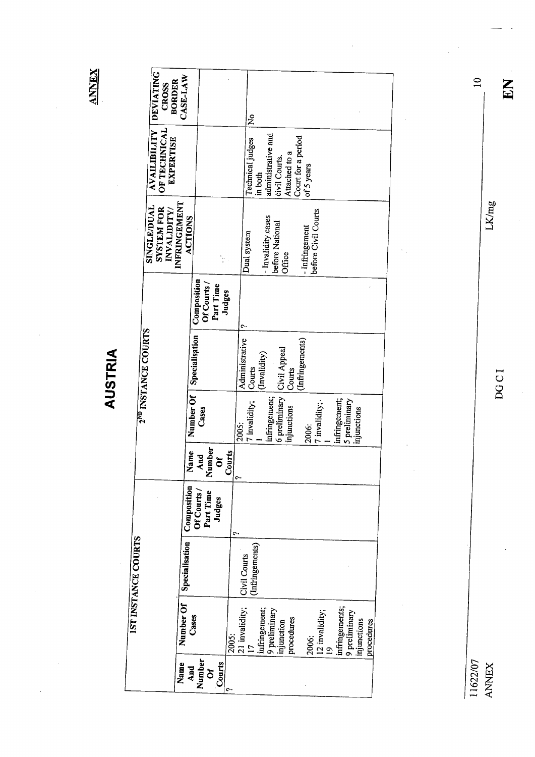**ANNEX**

# AUSTRIA

| 1ST INSTANCE COURTS | | | | 2ND INSTANCE COURTS | | | | SINGLE/DUAL SYSTEM FOR INVALIDITY/ INFRINGEMENT ACTIONS | AVAILIBILITY OF TECHNICAL EXPERTISE | DEVIATING CROSS BORDER CASE-LAW |
|---|---|---|---|---|---|---|---|---|---|---|
| Name And Number Of Courts | Number Of Cases | Specialisation | Composition Of Courts / Part Time Judges | Name And Number Of Courts | Number Of Cases | Specialisation | Composition Of Courts / Part Time Judges | | | |
| ? | 2005: 21 invalidity; 17 infringement; 9 preliminary injunction procedures<br><br>2006: 12 invalidity; 19 infringements; 9 preliminary injunctions procedures | Civil Courts (Infringements) | ? | ? | 2005: 7 invalidity; 1 infringement; 6 preliminary injunctions<br><br>2006: 7 invalidity; 1 infringement; 5 preliminary injunctions | Administrative Courts (Invalidity)<br><br>Civil Appeal Courts (Infringements) | ? | Dual system<br><br>- Invalidity cases before National Office<br><br>- Infringement before Civil Courts | Technical judges in both administrative and civil Courts. Attached to a Court for a period of 5 years | No |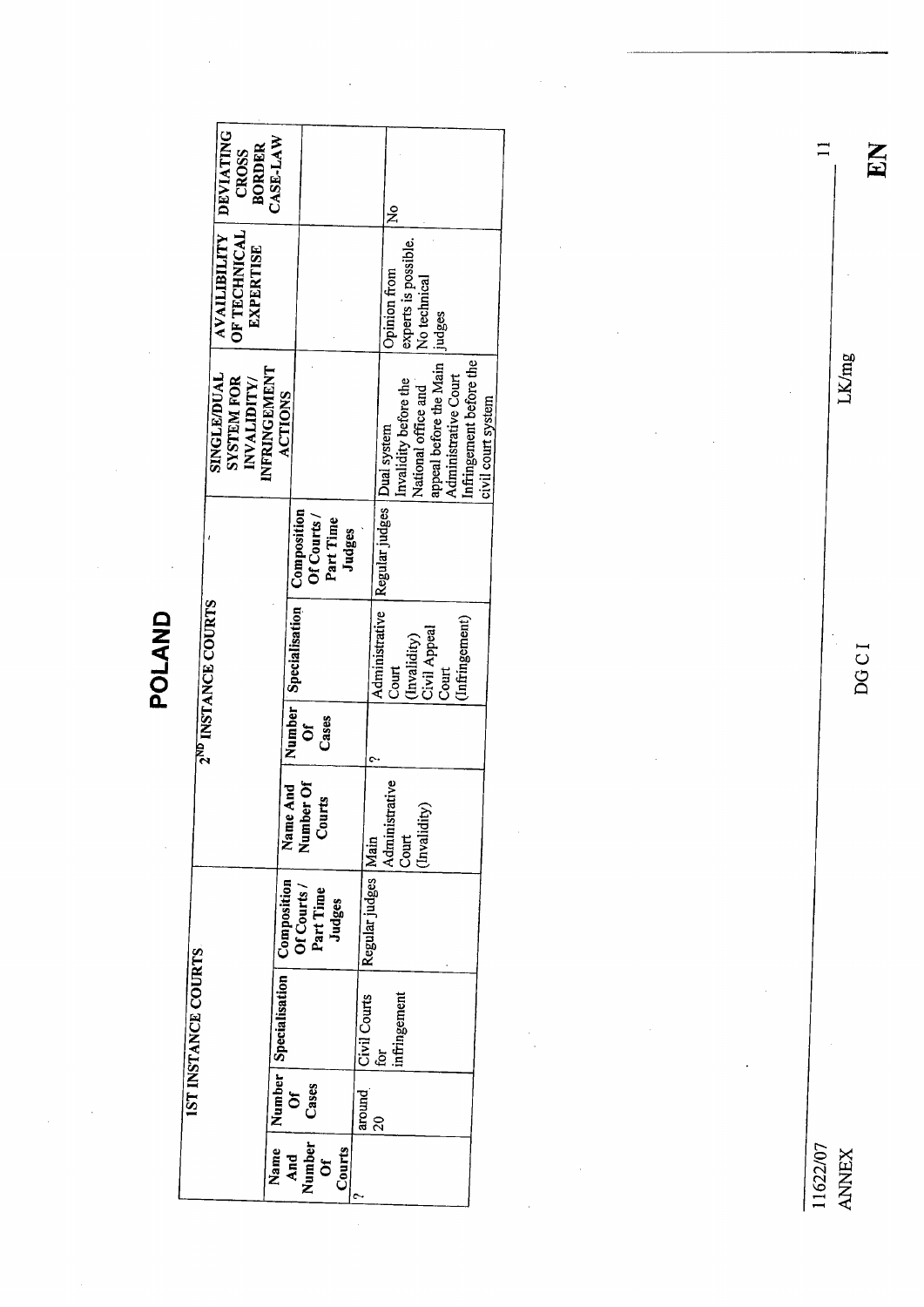# POLAND

| 1ST INSTANCE COURTS | | | | 2ND INSTANCE COURTS | | | | SINGLE/DUAL SYSTEM FOR INVALIDITY/ INFRINGEMENT ACTIONS | AVAILIBILITY OF TECHNICAL EXPERTISE | DEVIATING CROSS BORDER CASE-LAW |
|---|---|---|---|---|---|---|---|---|---|---|
| Name And Number Of Courts | Number Of Cases | Specialisation | Composition Of Courts / Part Time Judges | Name And Number Of Courts | Number Of Cases | Specialisation | Composition Of Courts / Part Time Judges | | | |
| ? | around 20 | Civil Courts for infringement | Regular judges | Main Administrative Court (Invalidity) | ? | Administrative Court (Invalidity) Civil Appeal Court (Infringement) | Regular judges | Dual system Invalidity before the National office and appeal before the Main Administrative Court Infringement before the civil court system | Opinion from experts is possible. No technical judges | No |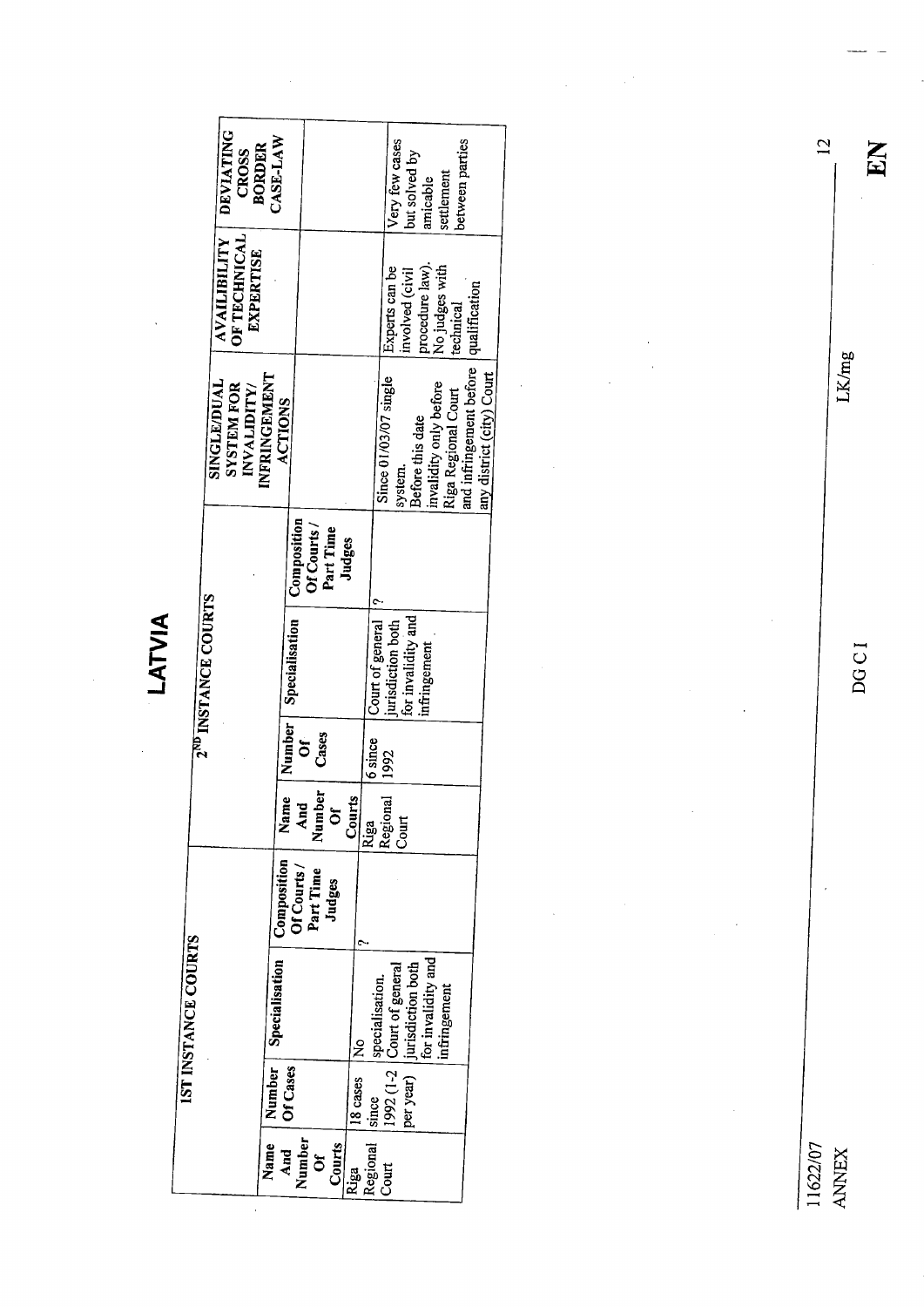# LATVIA

| 1ST INSTANCE COURTS | | | | 2ND INSTANCE COURTS | | | | SINGLE/DUAL SYSTEM FOR INVALIDITY/ INFRINGEMENT ACTIONS | AVAILIBILITY OF TECHNICAL EXPERTISE | DEVIATING CROSS BORDER CASE-LAW |
|---|---|---|---|---|---|---|---|---|---|---|
| Name And Number Of Courts | Number Of Cases | Specialisation | Composition Of Courts / Part Time Judges | Name And Number Of Courts | Number Of Cases | Specialisation | Composition Of Courts / Part Time Judges | | | |
| Riga Regional Court | 18 cases since 1992 (1-2 per year) | No specialisation. Court of general jurisdiction both for invalidity and infringement | ? | Riga Regional Court | 6 since 1992 | Court of general jurisdiction both for invalidity and infringement | ? | Since 01/03/07 single system. Before this date invalidity only before Riga Regional Court and infringement before any district (city) Court | Experts can be involved (civil procedure law). No judges with technical qualification | Very few cases but solved by amicable settlement between parties |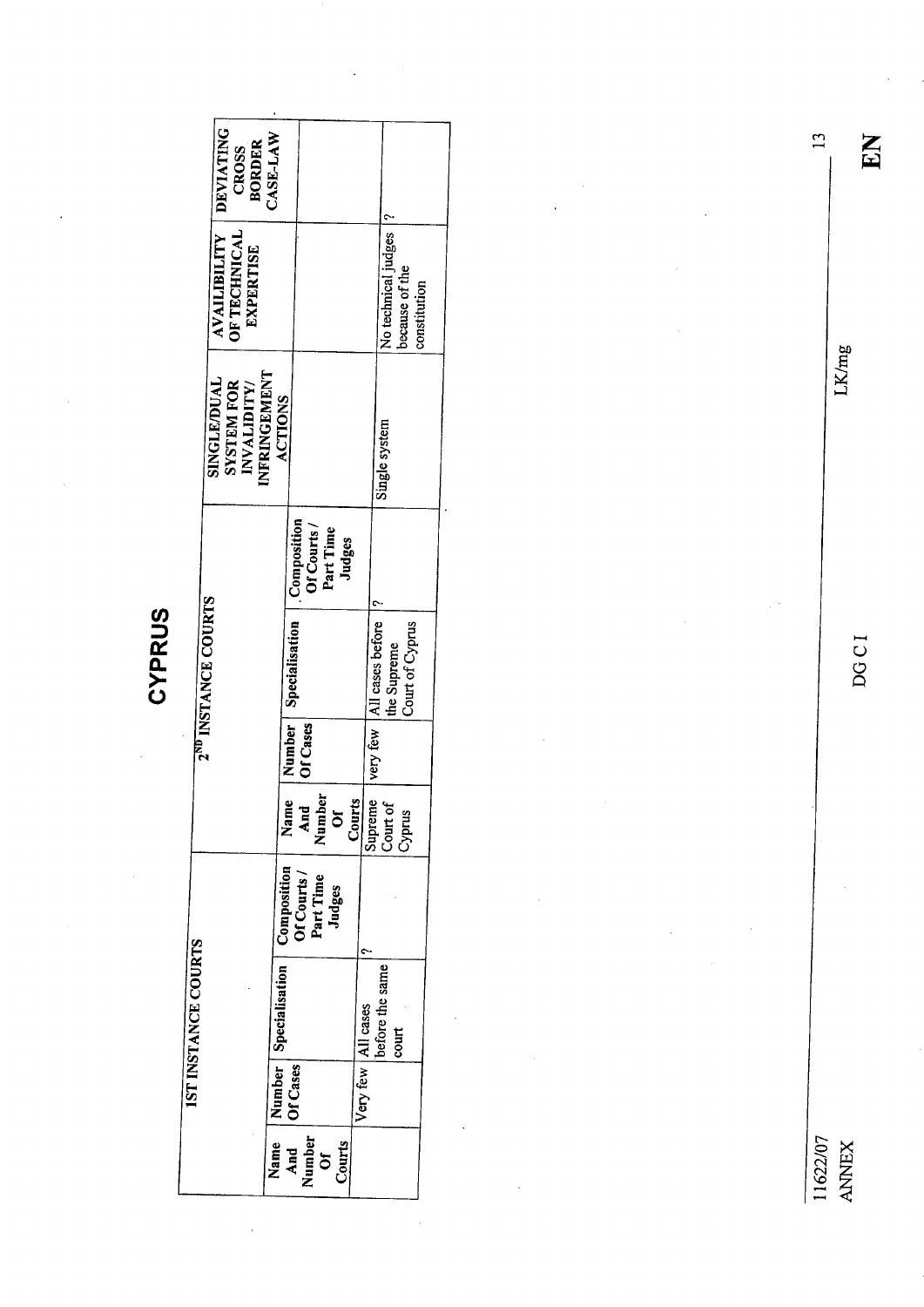# CYPRUS

| 1ST INSTANCE COURTS | | | | 2ND INSTANCE COURTS | | | | SINGLE/DUAL SYSTEM FOR INVALIDITY/ INFRINGEMENT ACTIONS | AVAILIBILITY OF TECHNICAL EXPERTISE | DEVIATING CROSS BORDER CASE-LAW |
|---|---|---|---|---|---|---|---|---|---|---|
| Name And Number Of Courts | Number Of Cases | Specialisation | Composition Of Courts / Part Time Judges | Name And Number Of Courts | Number Of Cases | Specialisation | Composition Of Courts / Part Time Judges | | | |
| | Very few | All cases before the same court | ? | Supreme Court of Cyprus | very few | All cases before the Supreme Court of Cyprus | ? | Single system | No technical judges because of the constitution | ? |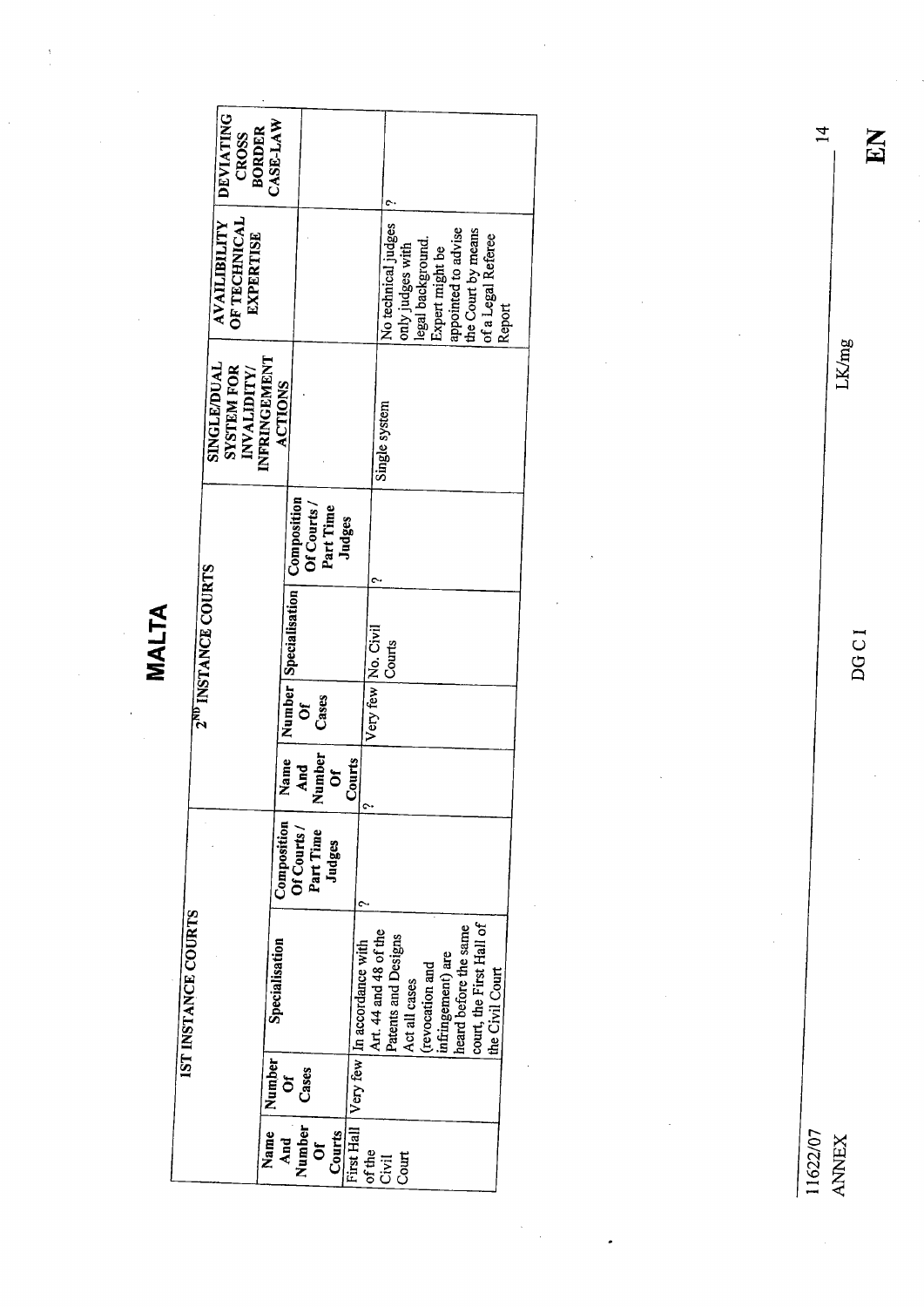# MALTA

| 1ST INSTANCE COURTS | | | | 2ND INSTANCE COURTS | | | | SINGLE/DUAL SYSTEM FOR INVALIDITY/ INFRINGEMENT ACTIONS | AVAILIBILITY OF TECHNICAL EXPERTISE | DEVIATING CROSS BORDER CASE-LAW |
|---|---|---|---|---|---|---|---|---|---|---|
| Name And Number Of Courts | Number Of Cases | Specialisation | Composition Of Courts / Part Time Judges | Name And Number Of Courts | Number Of Cases | Specialisation | Composition Of Courts / Part Time Judges | | | |
| First Hall of the Civil Court | Very few | In accordance with Art. 44 and 48 of the Patents and Designs Act all cases (revocation and infringement) are heard before the same court, the First Hall of the Civil Court | ? | ? | Very few | No. Civil Courts | ? | Single system | No technical judges only judges with legal background. Expert might be appointed to advise the Court by means of a Legal Referee Report | ? |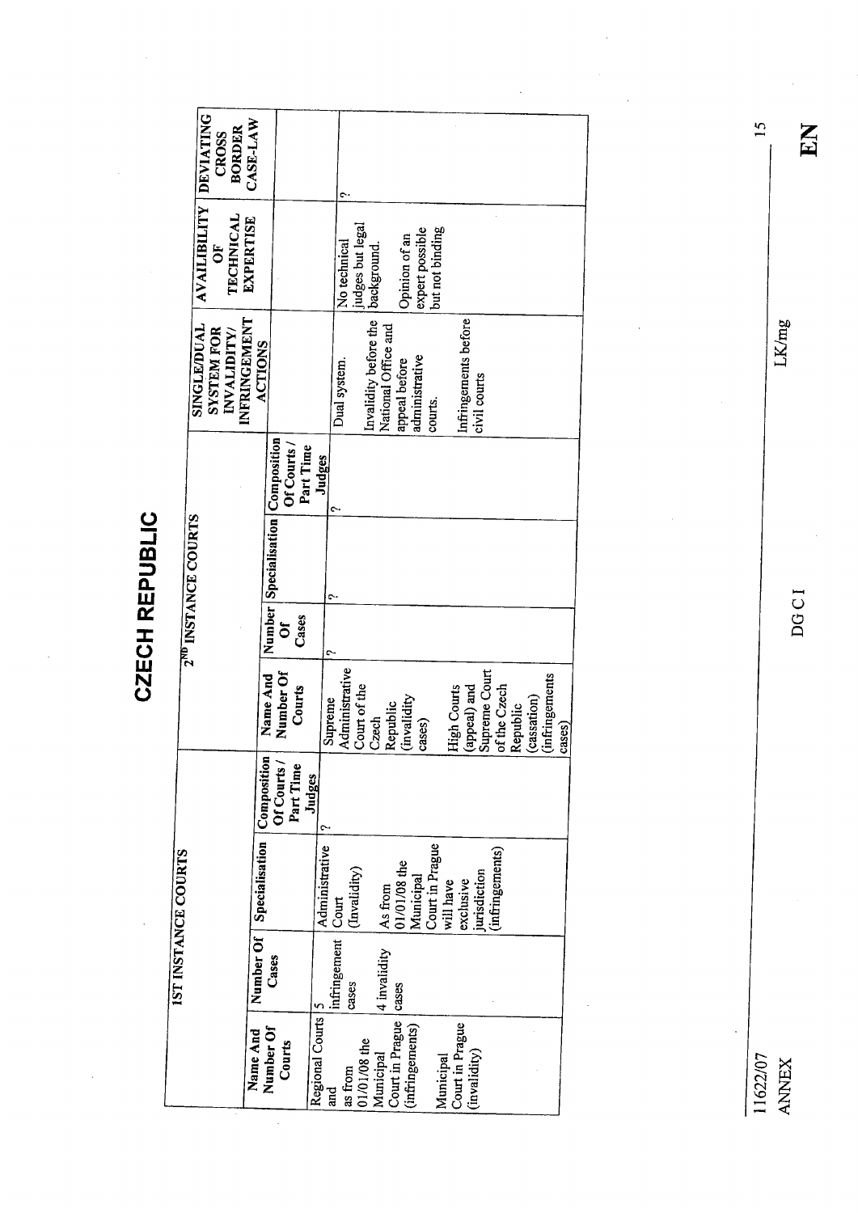# CZECH REPUBLIC

| 1ST INSTANCE COURTS | | | | 2ND INSTANCE COURTS | | | | SINGLE/DUAL SYSTEM FOR INVALIDITY/ INFRINGEMENT ACTIONS | AVAILIBILITY OF TECHNICAL EXPERTISE | DEVIATING CROSS BORDER CASE-LAW |
|---|---|---|---|---|---|---|---|---|---|---|
| Name And Number Of Courts | Number Of Cases | Specialisation | Composition Of Courts / Part Time Judges | Name And Number Of Courts | Number Of Cases | Specialisation | Composition Of Courts / Part Time Judges | | | |
| Regional Courts and as from 01/01/08 the Municipal Court in Prague (infringements)<br><br>Municipal Court in Prague (invalidity) | 5 infringement cases<br><br>4 invalidity cases | Administrative Court (Invalidity)<br><br>As from 01/01/08 the Municipal Court in Prague will have exclusive jurisdiction (infringements) | ? | Supreme Administrative Court of the Czech Republic (invalidity cases)<br><br>High Courts (appeal) and Supreme Court of the Czech Republic (cassation) (infringements cases) | ? | ? | ? | Dual system.<br><br>Invalidity before the National Office and appeal before administrative courts.<br><br>Infringements before civil courts | No technical judges but legal background.<br><br>Opinion of an expert possible but not binding | ? |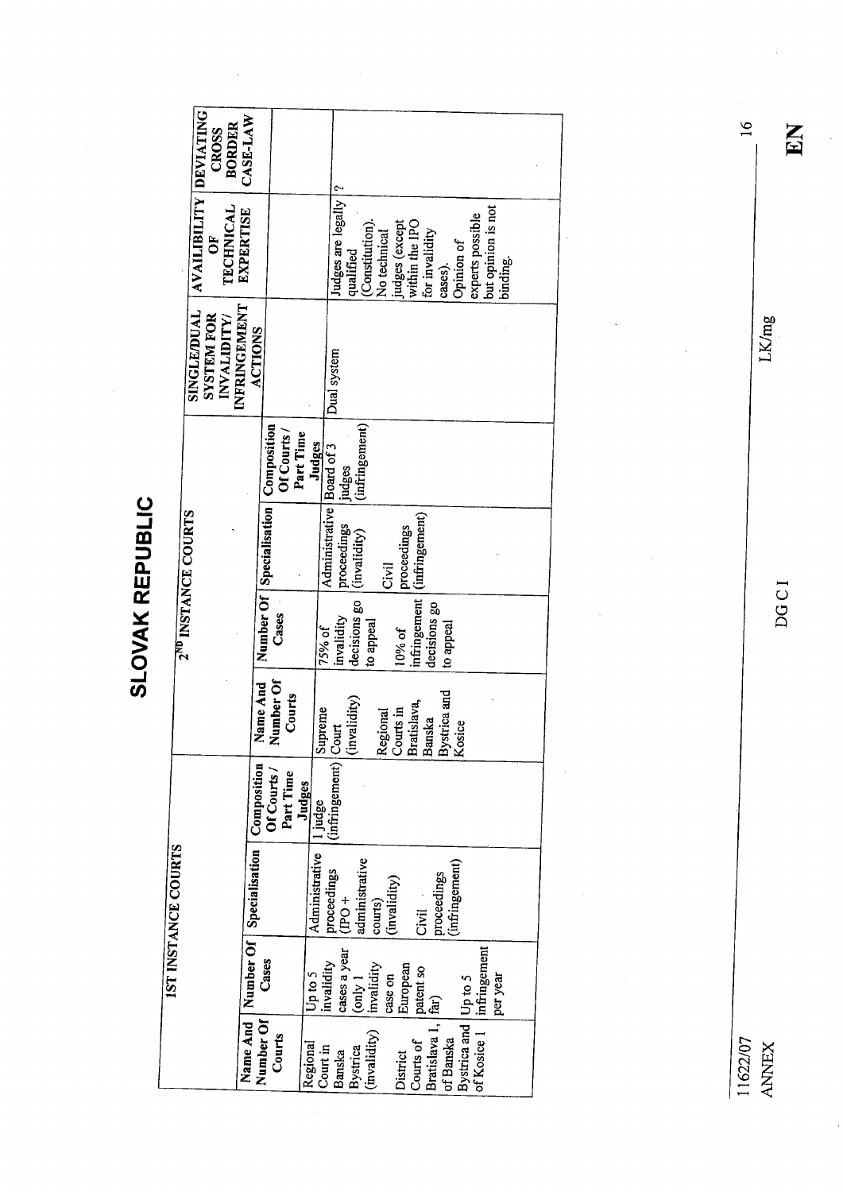# SLOVAK REPUBLIC

| 1ST INSTANCE COURTS | | | | 2ND INSTANCE COURTS | | | | SINGLE/DUAL SYSTEM FOR INVALIDITY/ INFRINGEMENT ACTIONS | AVAILIBILITY OF TECHNICAL EXPERTISE | DEVIATING CROSS BORDER CASE-LAW |
|---|---|---|---|---|---|---|---|---|---|---|
| Name And Number Of Courts | Number Of Cases | Specialisation | Composition Of Courts / Part Time Judges | Name And Number Of Courts | Number Of Cases | Specialisation | Composition Of Courts / Part Time Judges | | | |
| Regional Court in Banska Bystrica (invalidity)<br><br>District Courts of Bratislava 1, of Banska Bystrica and of Kosice 1 | Up to 5 invalidity cases a year (only 1 invalidity case on European patent so far)<br><br>Up to 5 infringement per year | Administrative proceedings (IPO + administrative courts) (invalidity)<br><br>Civil proceedings (infringement) | 1 judge (infringement) | Supreme Court (invalidity)<br><br>Regional Courts in Bratislava, Banska Bystrica and Kosice | 75% of invalidity decisions go to appeal<br><br>10% of infringement decisions go to appeal | Administrative proceedings (invalidity)<br><br>Civil proceedings (infringement) | Board of 3 judges (infringement) | Dual system | Judges are legally qualified (Constitution). No technical judges (except within the IPO for invalidity cases). Opinion of experts possible but opinion is not binding. | ? |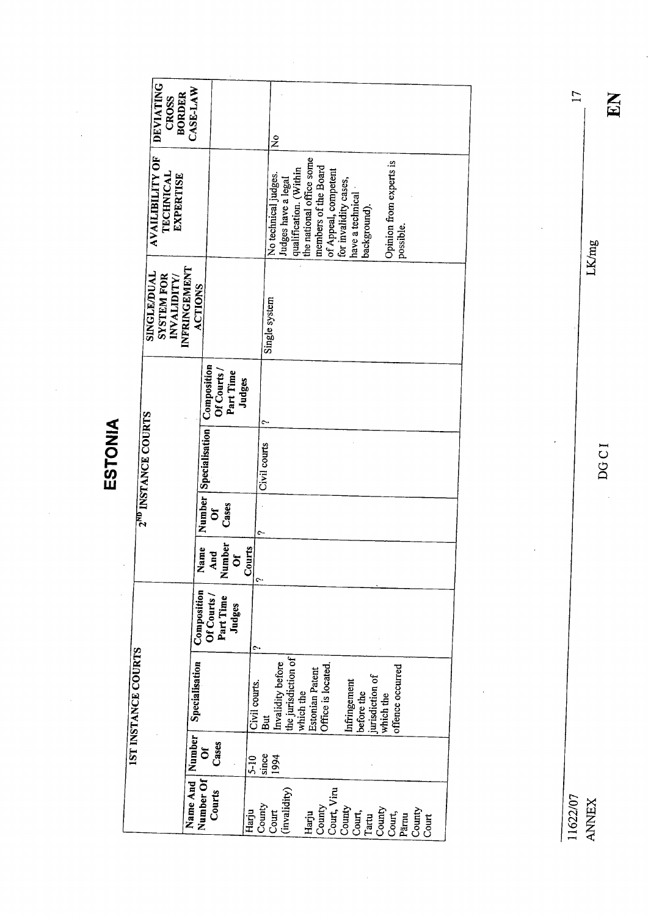# ESTONIA

| 1ST INSTANCE COURTS | | | | 2ND INSTANCE COURTS | | | | SINGLE/DUAL SYSTEM FOR INVALIDITY/ INFRINGEMENT ACTIONS | AVAILIBILITY OF TECHNICAL EXPERTISE | DEVIATING CROSS BORDER CASE-LAW |
|---|---|---|---|---|---|---|---|---|---|---|
| Name And Number Of Courts | Number Of Cases | Specialisation | Composition Of Courts / Part Time Judges | Name And Number Of Courts | Number Of Cases | Specialisation | Composition Of Courts / Part Time Judges | | | |
| Harju County Court (invalidity)<br><br>Harju County Court, Viru County Court, Tartu County Court, Pärnu County Court | 5-10 since 1994 | Civil courts. But Invalidity before the jurisdiction of which the Estonian Patent Office is located.<br><br>Infringement before the jurisdiction of which the offence occurred | ? | ? | ? | Civil courts | ? | Single system | No technical judges. Judges have a legal qualification. (Within the national office some members of the Board of Appeal, competent for invalidity cases, have a technical background).<br><br>Opinion from experts is possible. | No |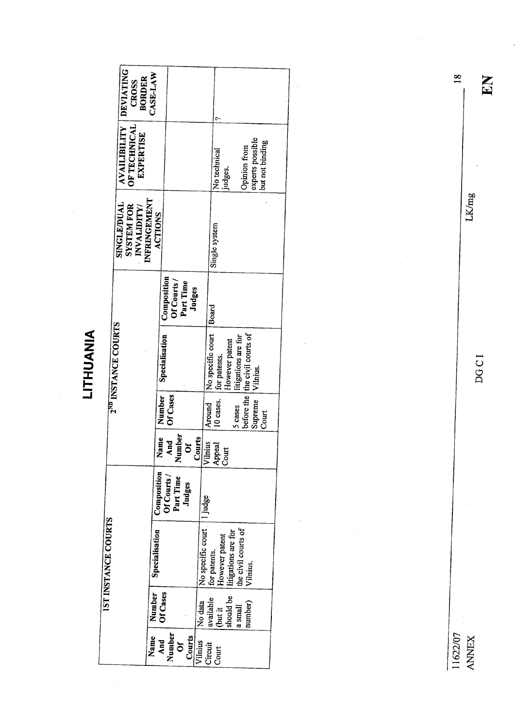# LITHUANIA

| 1ST INSTANCE COURTS | | | | 2ND INSTANCE COURTS | | | | SINGLE/DUAL SYSTEM FOR INVALIDITY/ INFRINGEMENT ACTIONS | AVAILIBILITY OF TECHNICAL EXPERTISE | DEVIATING CROSS BORDER CASE-LAW |
|---|---|---|---|---|---|---|---|---|---|---|
| Name And Number Of Courts | Number Of Cases | Specialisation | Composition Of Courts / Part Time Judges | Name And Number Of Courts | Number Of Cases | Specialisation | Composition Of Courts / Part Time Judges | | | |
| Vilnius Circuit Court | No data available (but it should be a small number) | No specific court for patents. However patent litigations are for the civil courts of Vilnius. | 1 judge | Vilnius Appeal Court | Around 10 cases. 5 cases before the Supreme Court | No specific court for patents. However patent litigations are for the civil courts of Vilnius. | Board | Single system | No technical judges. Opinion from experts possible but not binding | ? |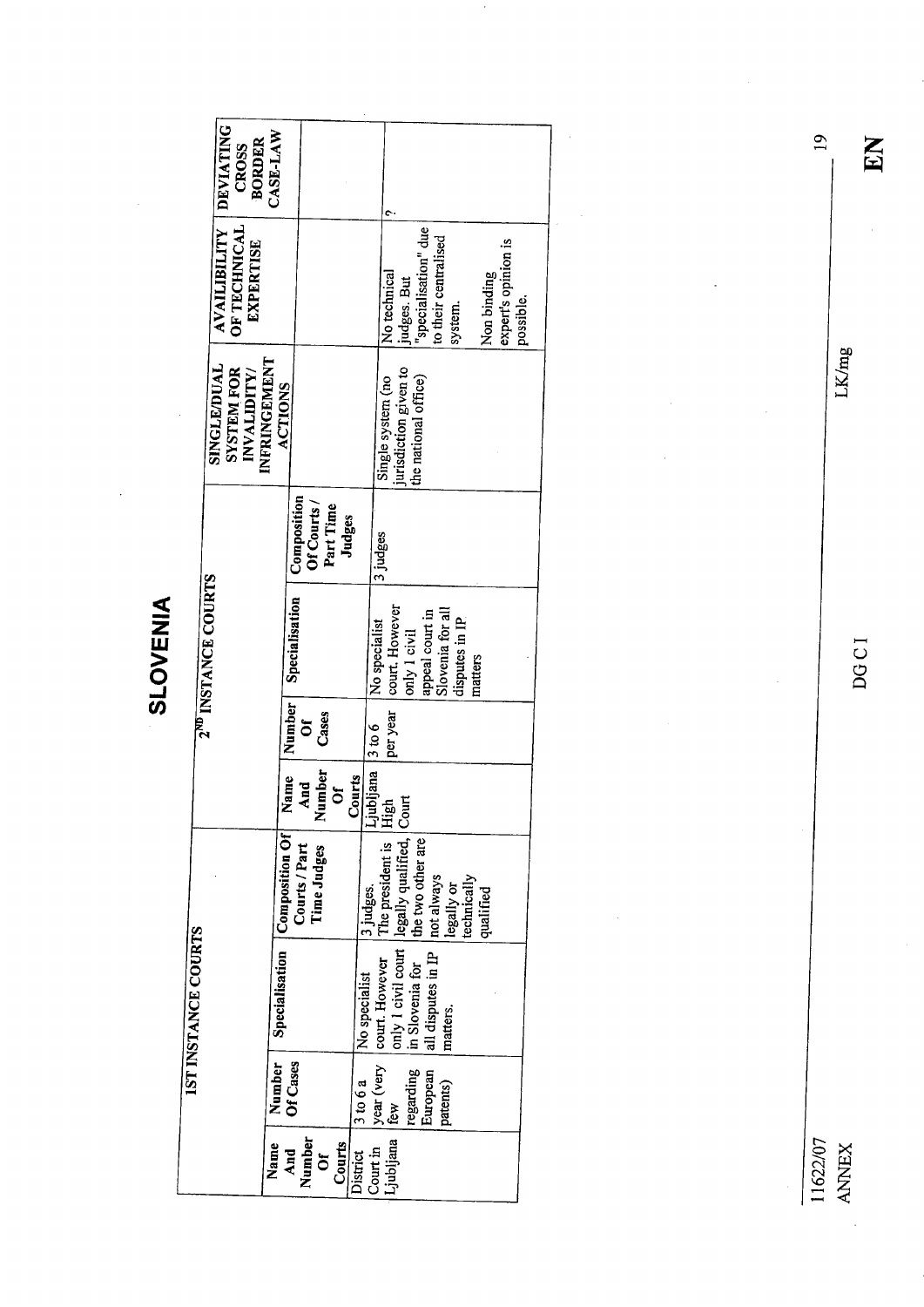# SLOVENIA

| 1ST INSTANCE COURTS | | | | 2ND INSTANCE COURTS | | | | SINGLE/DUAL SYSTEM FOR INVALIDITY/ INFRINGEMENT ACTIONS | AVAILIBILITY OF TECHNICAL EXPERTISE | DEVIATING CROSS BORDER CASE-LAW |
|---|---|---|---|---|---|---|---|---|---|---|
| Name And Number Of Courts | Number Of Cases | Specialisation | Composition Of Courts / Part Time Judges | Name And Number Of Courts | Number Of Cases | Specialisation | Composition Of Courts / Part Time Judges | | | |
| District Court in Ljubljana | 3 to 6 a year (very few regarding European patents) | No specialist court. However only 1 civil court in Slovenia for all disputes in IP matters. | 3 judges. The president is legally qualified, the two other are not always legally or technically qualified | Ljubljana High Court | 3 to 6 per year | No specialist court. However only 1 civil appeal court in Slovenia for all disputes in IP matters | 3 judges | Single system (no jurisdiction given to the national office) | No technical judges. But "specialisation" due to their centralised system.<br><br>Non binding expert's opinion is possible. | ? |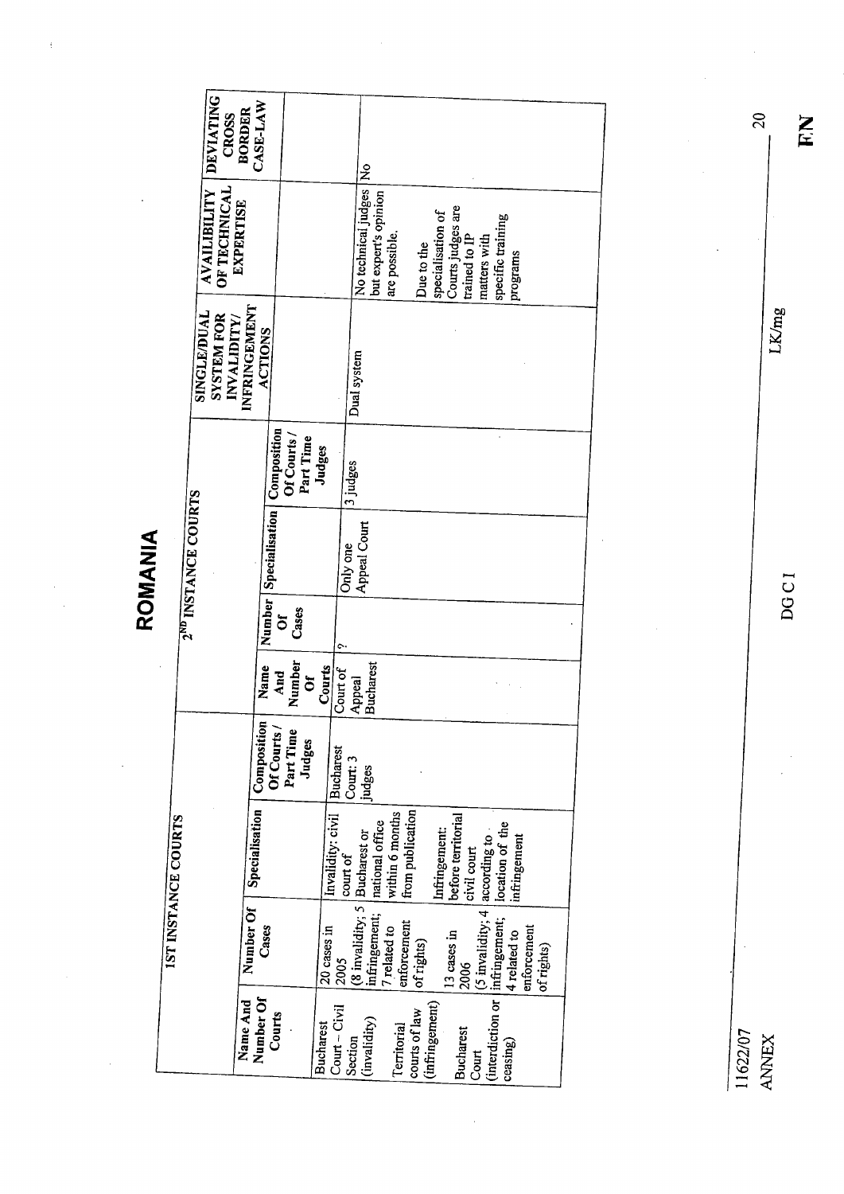# ROMANIA

| 1ST INSTANCE COURTS | | | | 2ND INSTANCE COURTS | | | | SINGLE/DUAL SYSTEM FOR INVALIDITY/ INFRINGEMENT ACTIONS | AVAILIBILITY OF TECHNICAL EXPERTISE | DEVIATING CROSS BORDER CASE-LAW |
|---|---|---|---|---|---|---|---|---|---|---|
| Name And Number Of Courts | Number Of Cases | Specialisation | Composition Of Courts / Part Time Judges | Name And Number Of Courts | Number Of Cases | Specialisation | Composition Of Courts / Part Time Judges | | | |
| Bucharest Court – Civil Section (invalidity)<br><br>Territorial courts of law (infringement)<br><br>Bucharest Court (interdiction or ceasing) | 20 cases in 2005 (8 invalidity; 5 infringement; 7 related to enforcement of rights)<br><br>13 cases in 2006 (5 invalidity; 4 infringement; 4 related to enforcement of rights) | Invalidity: civil court of Bucharest or national office within 6 months from publication<br><br>Infringement: before territorial civil court according to location of the infringement | Bucharest Court: 3 judges | Court of Appeal Bucharest | ? | Only one Appeal Court | 3 judges | Dual system | No technical judges but expert's opinion are possible.<br><br>Due to the specialisation of Courts judges are trained to IP matters with specific training programs | No |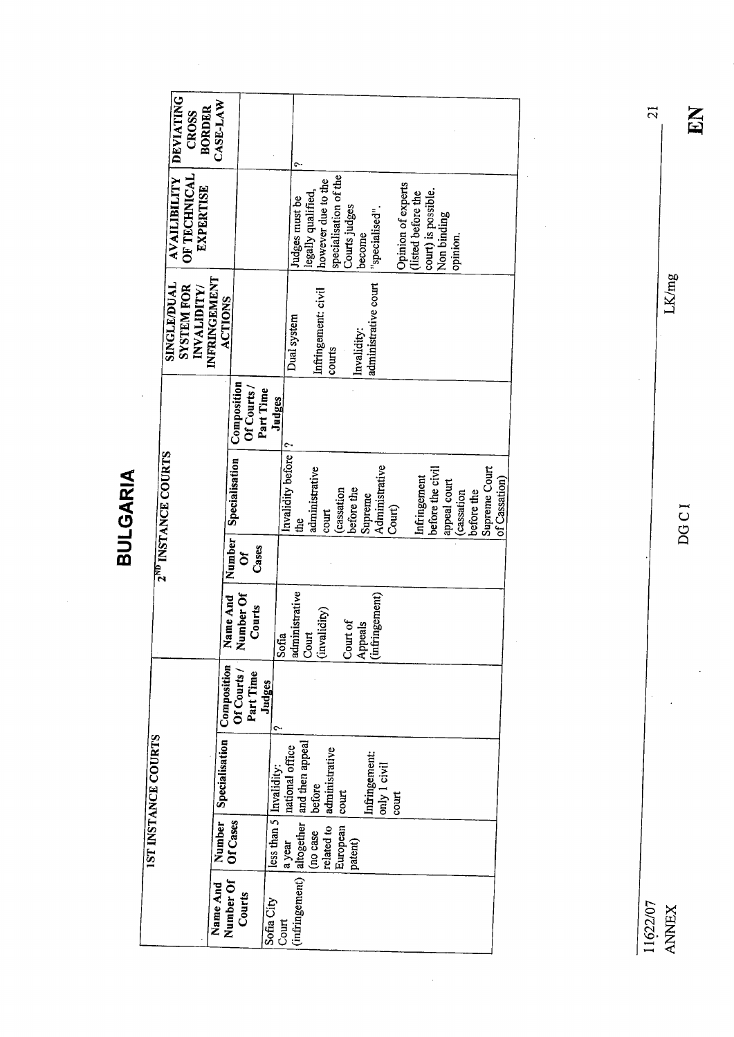# BULGARIA

| 1ST INSTANCE COURTS | | | | 2ND INSTANCE COURTS | | | | SINGLE/DUAL SYSTEM FOR INVALIDITY/ INFRINGEMENT ACTIONS | AVAILIBILITY OF TECHNICAL EXPERTISE | DEVIATING CROSS BORDER CASE-LAW |
|---|---|---|---|---|---|---|---|---|---|---|
| Name And Number Of Courts | Number Of Cases | Specialisation | Composition Of Courts / Part Time Judges | Name And Number Of Courts | Number Of Cases | Specialisation | Composition Of Courts / Part Time Judges | | | |
| Sofia City Court (infringement) | less than 5 a year altogether (no case related to European patent) | Invalidity: national office and then appeal before administrative court<br><br>Infringement: only 1 civil court | ? | Sofia administrative Court (invalidity)<br><br>Court of Appeals (infringement) | | Invalidity before the administrative court (cassation before the Supreme Administrative Court)<br><br>Infringement before the civil appeal court (cassation before the Supreme Court of Cassation) | ? | Dual system<br><br>Infringement: civil courts<br><br>Invalidity: administrative court | Judges must be legally qualified, however due to the specialisation of the Courts judges become "specialised".<br><br>Opinion of experts (listed before the court) is possible. Non binding opinion. | ? |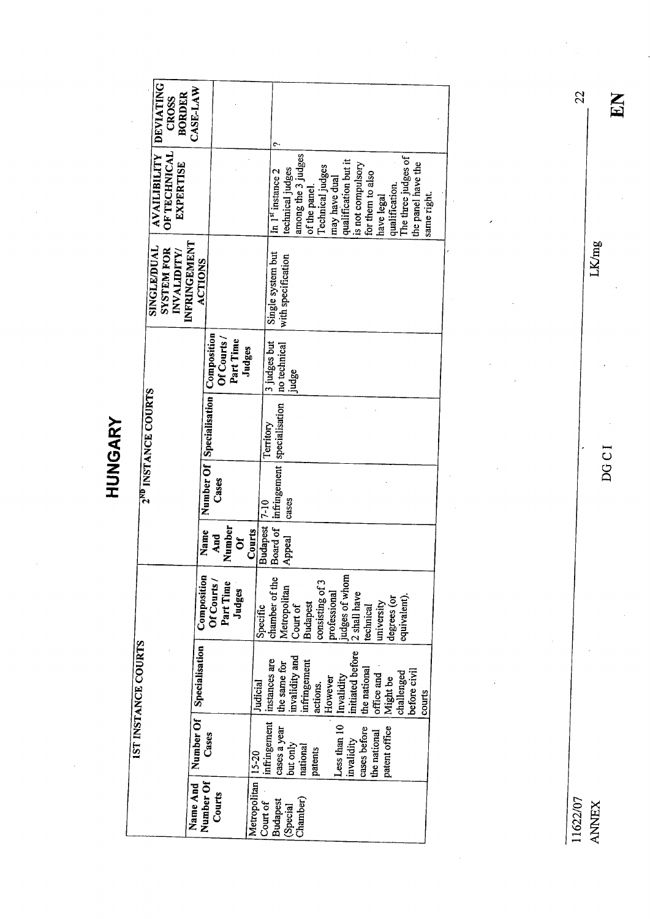# HUNGARY

| 1ST INSTANCE COURTS | | | | 2ND INSTANCE COURTS | | | | SINGLE/DUAL SYSTEM FOR INVALIDITY/ INFRINGEMENT ACTIONS | AVAILIBILITY OF TECHNICAL EXPERTISE | DEVIATING CROSS BORDER CASE-LAW |
|---|---|---|---|---|---|---|---|---|---|---|
| Name And Number Of Courts | Number Of Cases | Specialisation | Composition Of Courts / Part Time Judges | Name And Number Of Courts | Number Of Cases | Specialisation | Composition Of Courts / Part Time Judges | | | |
| | | | | | | | | | | |
| Metropolitan Court of Budapest (Special Chamber) | 15-20 infringement cases a year but only national patents<br><br>Less than 10 invalidity cases before the national patent office | Judicial instances are the same for invalidity and infringement actions. However Invalidity initiated before the national office and Might be challenged before civil courts | Specific chamber of the Metropolitan Court of Budapest consisting of 3 professional judges of whom 2 shall have technical university degrees (or equivalent). | Budapest Board of Appeal | 7-10 infringement cases | Territory specialisation | 3 judges but no technical judge | Single system but with specification | In 1st instance 2 technical judges among the 3 judges of the panel. Technical judges may have dual qualification but it is not compulsory for them to also have legal qualification. The three judges of the panel have the same right. | ? |

11622/07
ANNEX

DG C I

LK/mg

EN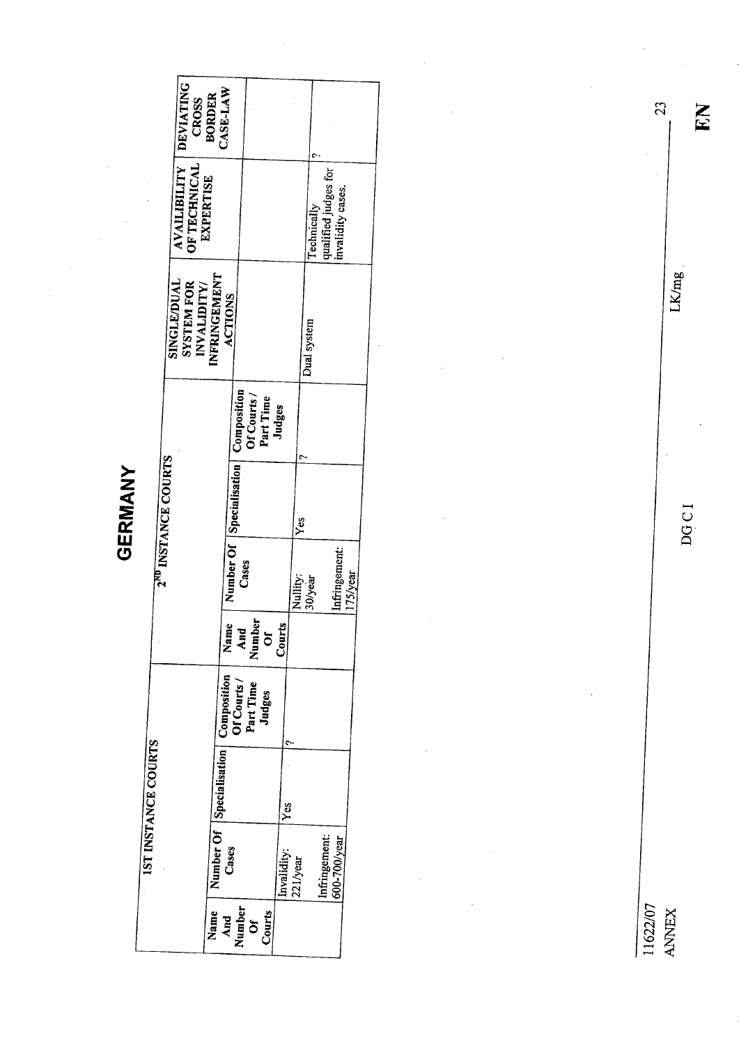# GERMANY

| 1ST INSTANCE COURTS | | | | 2ND INSTANCE COURTS | | | | SINGLE/DUAL SYSTEM FOR INVALIDITY/ INFRINGEMENT ACTIONS | AVAILIBILITY OF TECHNICAL EXPERTISE | DEVIATING CROSS BORDER CASE-LAW |
|---|---|---|---|---|---|---|---|---|---|---|
| Name And Number Of Courts | Number Of Cases | Specialisation | Composition Of Courts / Part Time Judges | Name And Number Of Courts | Number Of Cases | Specialisation | Composition Of Courts / Part Time Judges | | | |
| | Invalidity: 221/year<br><br>Infringement: 600-700/year | Yes | ? | | Nullity: 30/year<br><br>Infringement: 175/year | Yes | ? | Dual system | Technically qualified judges for invalidity cases. | ? |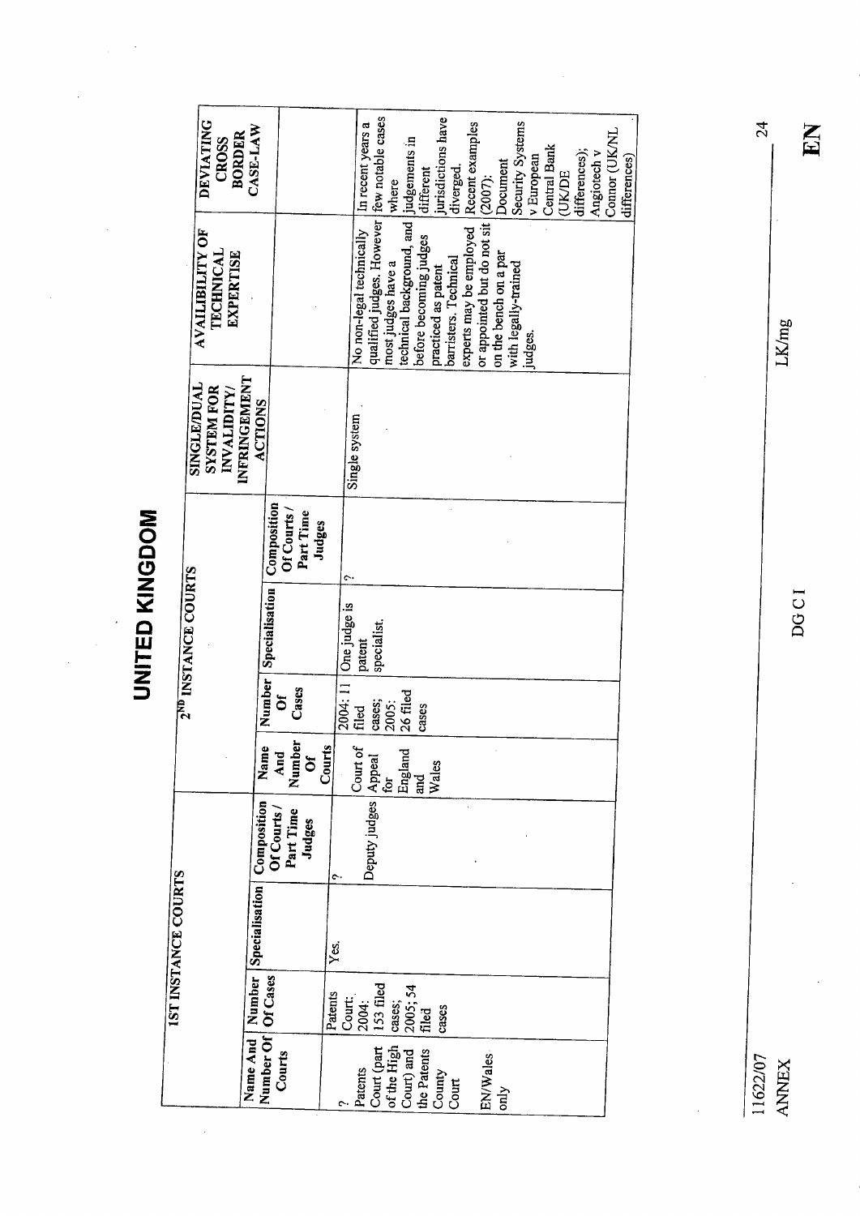# UNITED KINGDOM

| 1ST INSTANCE COURTS | | | | 2ND INSTANCE COURTS | | | | SINGLE/DUAL SYSTEM FOR INVALIDITY/ INFRINGEMENT ACTIONS | AVAILIBILITY OF TECHNICAL EXPERTISE | DEVIATING CROSS BORDER CASE-LAW |
|---|---|---|---|---|---|---|---|---|---|---|
| Name And Number Of Courts | Number Of Cases | Specialisation | Composition Of Courts / Part Time Judges | Name And Number Of Courts | Number Of Cases | Specialisation | Composition Of Courts / Part Time Judges | | | |
| ? Patents Court (part of the High Court) and the Patents County Court EN/Wales only | Patents Court: 2004: 153 filed cases; 2005: 54 filed cases | Yes. | ? Deputy judges | Court of Appeal for England and Wales | 2004: 11 filed cases; 2005: 26 filed cases | One judge is patent specialist. | ? | Single system | No non-legal technically qualified judges. However most judges have a technical background, and before becoming judges practiced as patent barristers. Technical experts may be employed or appointed but do not sit on the bench on a par with legally-trained judges. | In recent years a few notable cases where judgements in different jurisdictions have diverged. Recent examples (2007): Document Security Systems v European Central Bank (UK/DE differences); Angiotech v Connor (UK/NL differences) |

11622/07
ANNEX

DG C I

LK/mg

EN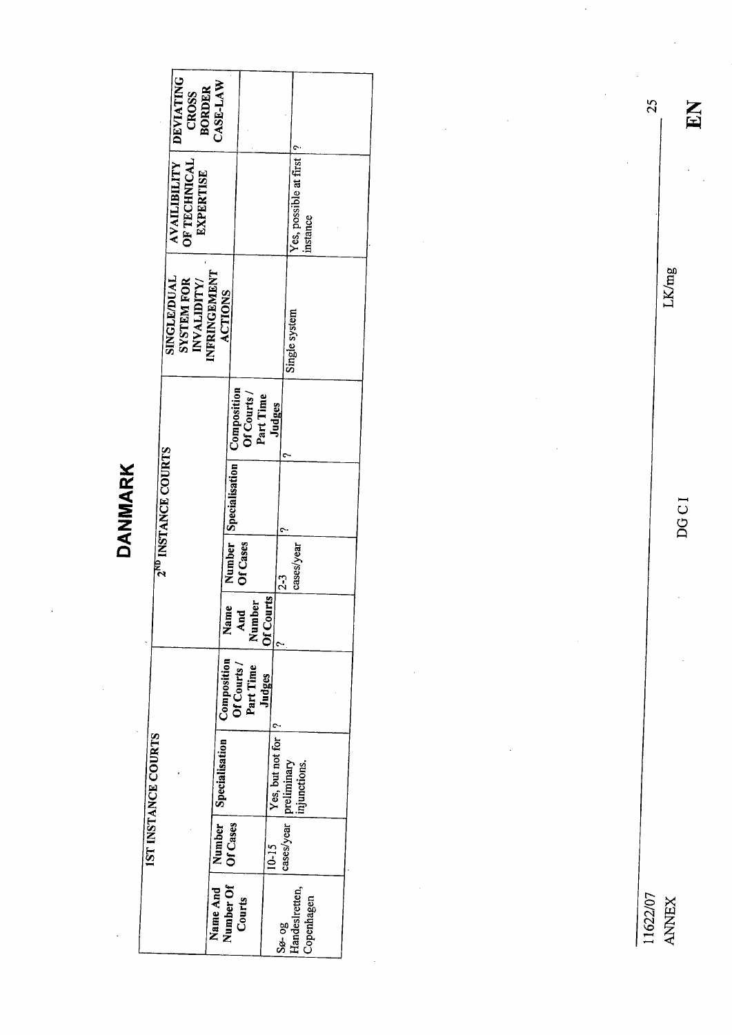# DANMARK

| 1ST INSTANCE COURTS | | | | 2ND INSTANCE COURTS | | | | SINGLE/DUAL SYSTEM FOR INVALIDITY/ INFRINGEMENT ACTIONS | AVAILIBILITY OF TECHNICAL EXPERTISE | DEVIATING CROSS BORDER CASE-LAW |
|---|---|---|---|---|---|---|---|---|---|---|
| Name And Number Of Courts | Number Of Cases | Specialisation | Composition Of Courts / Part Time Judges | Name And Number Of Courts | Number Of Cases | Specialisation | Composition Of Courts / Part Time Judges | | | |
| Sø- og Handelsretten, Copenhagen | 10-15 cases/year | Yes, but not for preliminary injunctions. | ? | ? | 2-3 cases/year | ? | ? | Single system | Yes, possible at first instance | ? |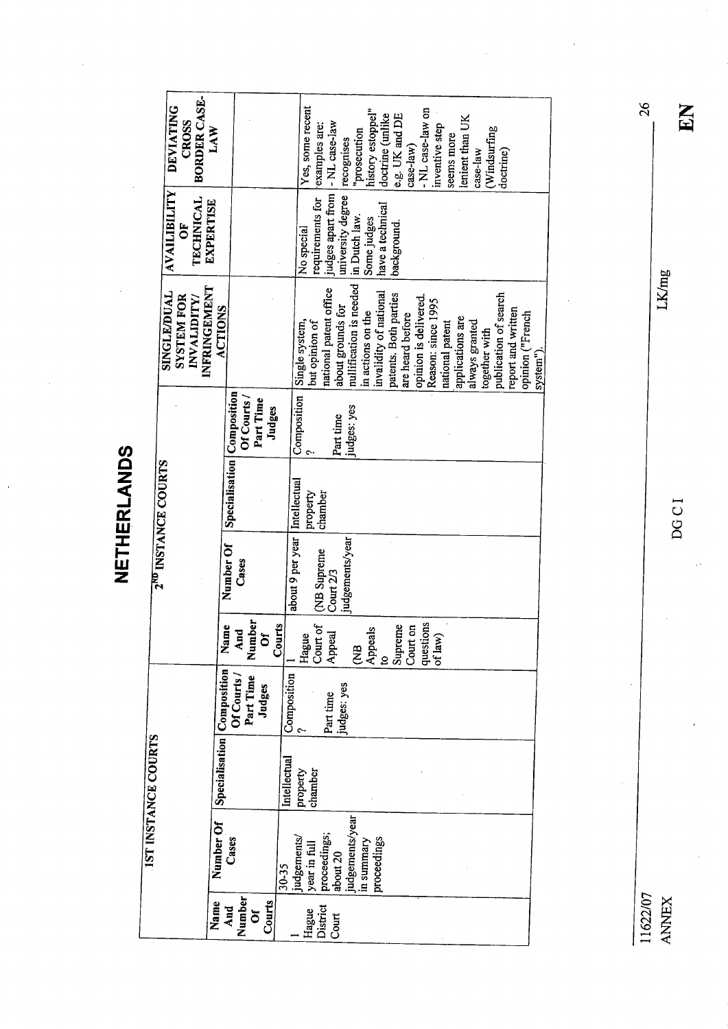# NETHERLANDS

| 1ST INSTANCE COURTS | | | | 2ND INSTANCE COURTS | | | | SINGLE/DUAL SYSTEM FOR INVALIDITY/ INFRINGEMENT ACTIONS | AVAILIBILITY OF TECHNICAL EXPERTISE | DEVIATING CROSS BORDER CASE-LAW |
|---|---|---|---|---|---|---|---|---|---|---|
| Name And Number Of Courts | Number Of Cases | Specialisation | Composition Of Courts / Part Time Judges | Name And Number Of Courts | Number Of Cases | Specialisation | Composition Of Courts / Part Time Judges | | | |
| 1 Hague District Court | 30-35 judgements/ year in full proceedings; about 20 judgements/year in summary proceedings | Intellectual property chamber | Composition ? Part time judges: yes | 1 Hague Court of Appeal (NB Appeals to Supreme Court on questions of law) | about 9 per year (NB Supreme Court 2/3 judgements/year | Intellectual property chamber | Composition ? Part time judges: yes | Single system, but opinion of national patent office about grounds for nullification is needed in actions on the invalidity of national patents. Both parties are heard before opinion is delivered. Reason: since 1995 national patent applications are always granted together with publication of search report and written opinion ("French system"). | No special requirements for judges apart from university degree in Dutch law. Some judges have a technical background. | Yes, some recent examples are: - NL case-law recognises "prosecution history estoppel" doctrine (unlike e.g. UK and DE case-law) - NL case-law on inventive step seems more lenient than UK case-law (Windsurfing doctrine) |

11622/07 LK/mg

ANNEX DG C I **EN**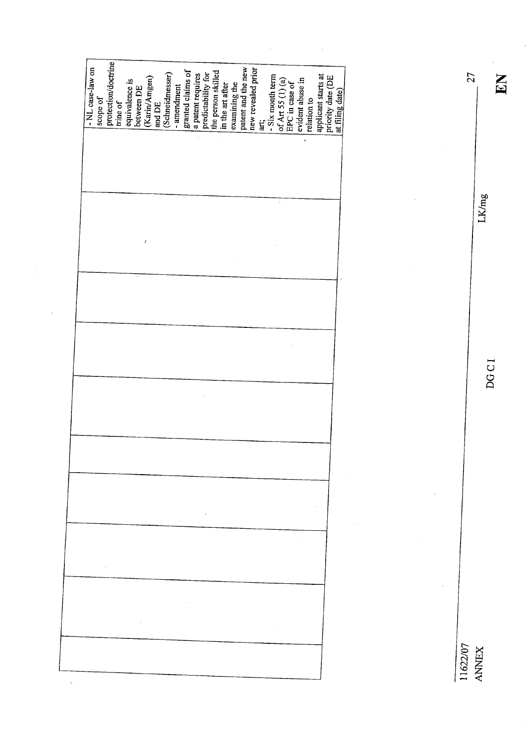|  |  |  |  |  |  |  |  |  |  |
|---|---|---|---|---|---|---|---|---|---|
|  |  |  |  |  |  |  |  |  | - NL case-law on scope of protection/doctrine trine of equivalence is between DE (Karin/Amgen) and DE (Schneidmesser) - amendment granted claims of a patent requires predictability for the person skilled in the art after examining the patent and the new new revealed prior art; - Six month term of Art 55 (1) (a) EPC in case of evident abuse in relation to applicant starts at priority date (DE at filing date) |

11622/07
ANNEX

DG C I

LK/mg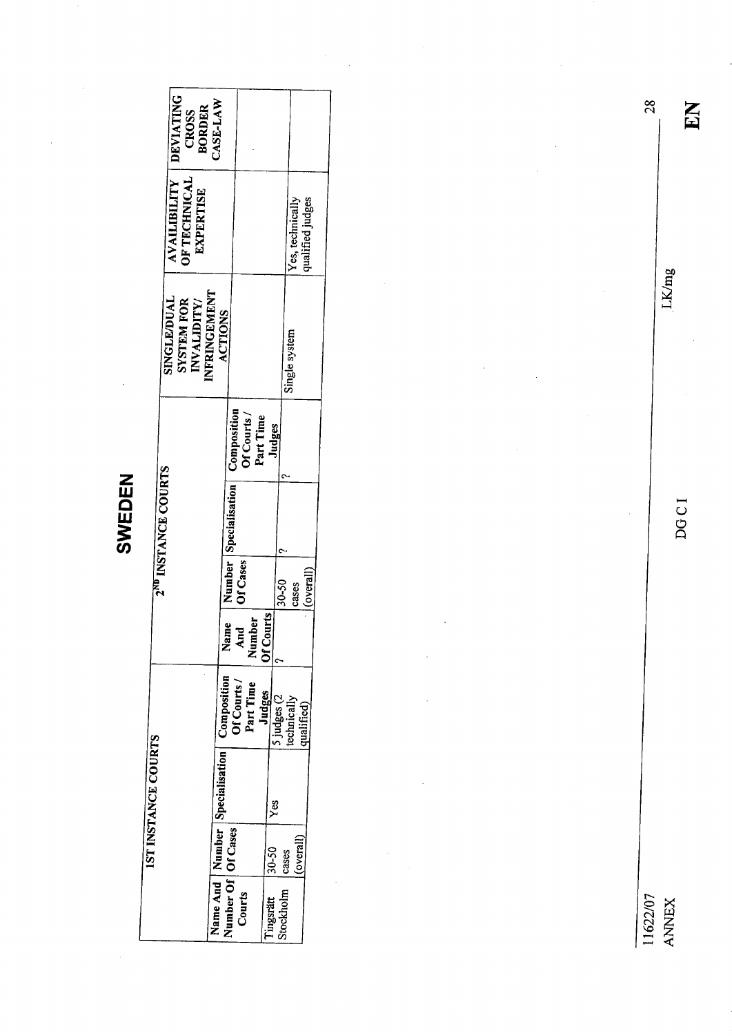# SWEDEN

| 1ST INSTANCE COURTS | | | | 2ND INSTANCE COURTS | | | | SINGLE/DUAL SYSTEM FOR INVALIDITY/ INFRINGEMENT ACTIONS | AVAILIBILITY OF TECHNICAL EXPERTISE | DEVIATING CROSS BORDER CASE-LAW |
|---|---|---|---|---|---|---|---|---|---|---|
| Name And Number Of Courts | Number Of Cases | Specialisation | Composition Of Courts / Part Time Judges | Name And Number Of Courts | Number Of Cases | Specialisation | Composition Of Courts / Part Time Judges | | | |
| Tingsrätt Stockholm | 30-50 cases (overall) | Yes | 5 judges (2 technically qualified) | ? | 30-50 cases (overall) | ? | ? | Single system | Yes, technically qualified judges | |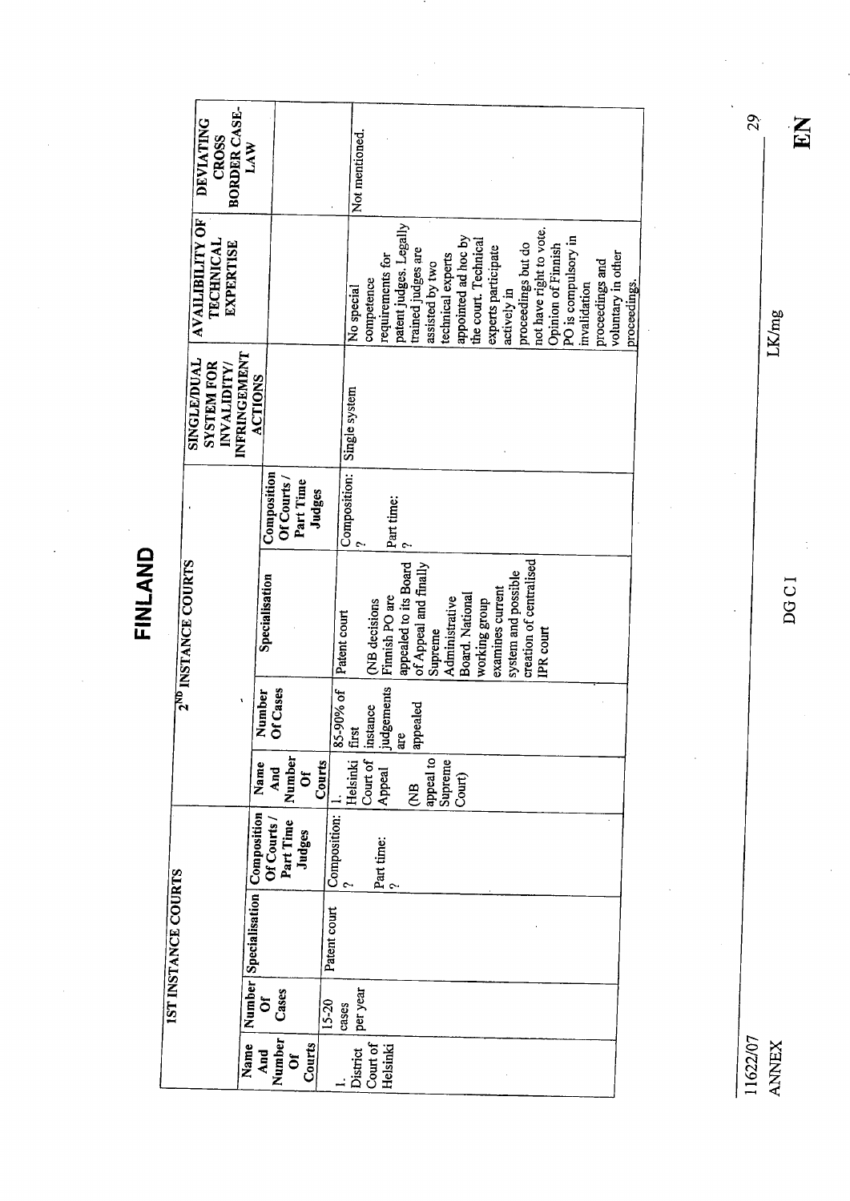# FINLAND

| 1ST INSTANCE COURTS | | | | 2ND INSTANCE COURTS | | | | SINGLE/DUAL SYSTEM FOR INVALIDITY/ INFRINGEMENT ACTIONS | AVAILIBILITY OF TECHNICAL EXPERTISE | DEVIATING CROSS BORDER CASE-LAW |
|---|---|---|---|---|---|---|---|---|---|---|
| Name And Number Of Courts | Number Of Cases | Specialisation | Composition Of Courts / Part Time Judges | Name And Number Of Courts | Number Of Cases | Specialisation | Composition Of Courts / Part Time Judges | | | |
| 1. District Court of Helsinki | 15-20 cases per year | Patent court | Composition: ?<br><br>Part time: ? | 1. Helsinki Court of Appeal<br><br>(NB appeal to Supreme Court) | 85-90% of first instance judgements are appealed | Patent court<br><br>(NB decisions Finnish PO are appealed to its Board of Appeal and finally Supreme Administrative Board. National working group examines current system and possible creation of centralised IPR court | Composition: ?<br><br>Part time: ? | Single system | No special competence requirements for patent judges. Legally trained judges are assisted by two technical experts appointed ad hoc by the court. Technical experts participate actively in proceedings but do not have right to vote. Opinion of Finnish PO is compulsory in invalidation proceedings and voluntary in other proceedings. | Not mentioned. |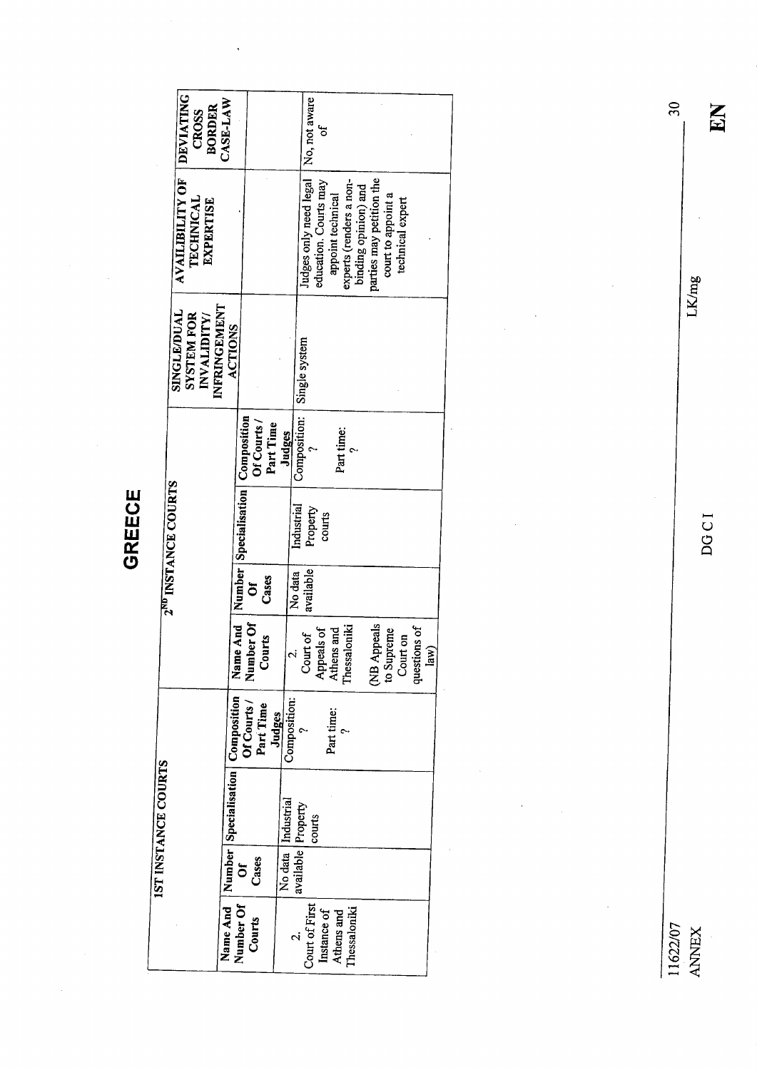# GREECE

| 1ST INSTANCE COURTS | | | | 2ND INSTANCE COURTS | | | | SINGLE/DUAL SYSTEM FOR INVALIDITY/ INFRINGEMENT ACTIONS | AVAILIBILITY OF TECHNICAL EXPERTISE | DEVIATING CROSS BORDER CASE-LAW |
|---|---|---|---|---|---|---|---|---|---|---|
| Name And Number Of Courts | Number Of Cases | Specialisation | Composition Of Courts / Part Time Judges | Name And Number Of Courts | Number Of Cases | Specialisation | Composition Of Courts / Part Time Judges | | | |
| 2. Court of First Instance of Athens and Thessaloniki | No data available | Industrial Property courts | Composition: ? Part time: ? | 2. Court of Appeals of Athens and Thessaloniki (NB Appeals to Supreme Court on questions of law) | No data available | Industrial Property courts | Composition: ? Part time: ? | Single system | Judges only need legal education. Courts may appoint technical experts (renders a non-binding opinion) and parties may petition the court to appoint a technical expert | No, not aware of |

11622/07
ANNEX

DG C I

LK/mg

EN